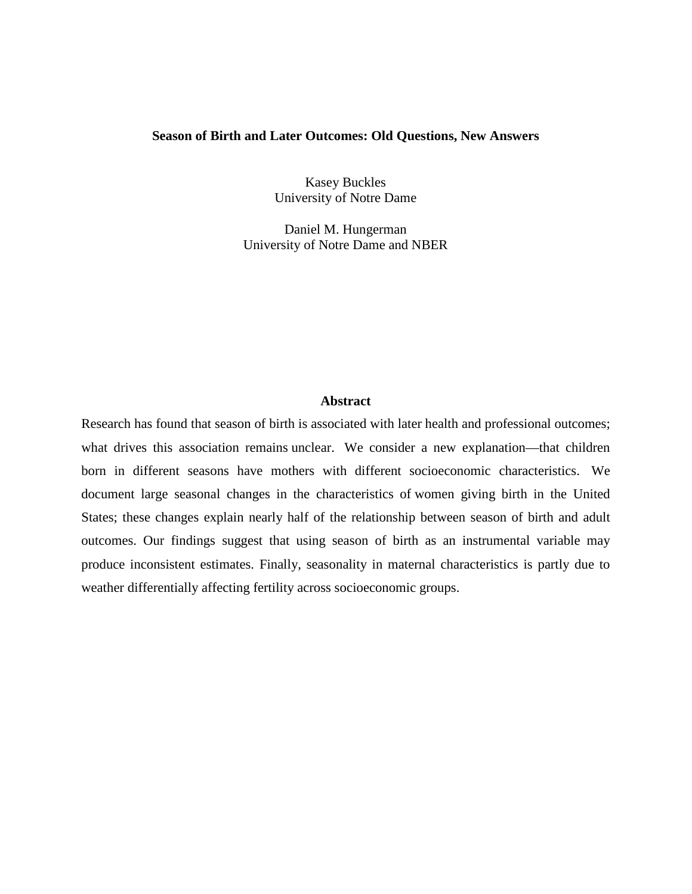# Season of Birth and Later Outcomes: Old Questions, New Answers

Kasey Buckles
University of Notre Dame

Daniel M. Hungerman
University of Notre Dame and NBER

## Abstract

Research has found that season of birth is associated with later health and professional outcomes; what drives this association remains unclear. We consider a new explanation—that children born in different seasons have mothers with different socioeconomic characteristics. We document large seasonal changes in the characteristics of women giving birth in the United States; these changes explain nearly half of the relationship between season of birth and adult outcomes. Our findings suggest that using season of birth as an instrumental variable may produce inconsistent estimates. Finally, seasonality in maternal characteristics is partly due to weather differentially affecting fertility across socioeconomic groups.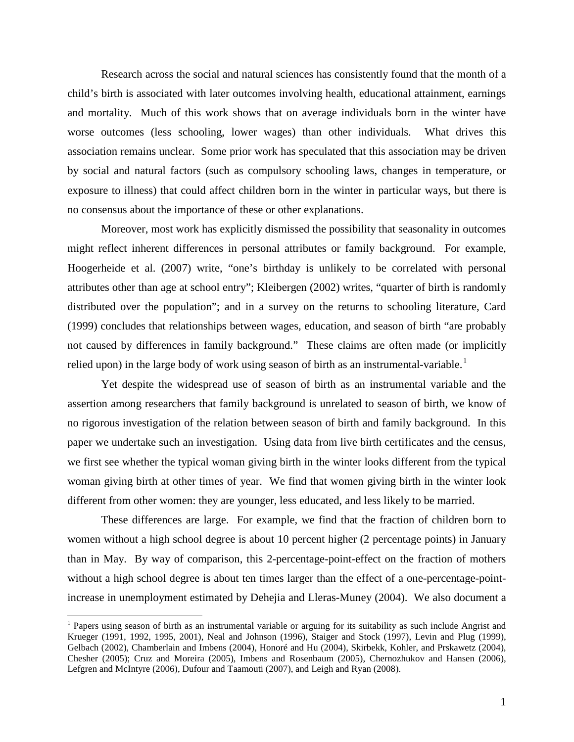Research across the social and natural sciences has consistently found that the month of a child's birth is associated with later outcomes involving health, educational attainment, earnings and mortality. Much of this work shows that on average individuals born in the winter have worse outcomes (less schooling, lower wages) than other individuals. What drives this association remains unclear. Some prior work has speculated that this association may be driven by social and natural factors (such as compulsory schooling laws, changes in temperature, or exposure to illness) that could affect children born in the winter in particular ways, but there is no consensus about the importance of these or other explanations.

Moreover, most work has explicitly dismissed the possibility that seasonality in outcomes might reflect inherent differences in personal attributes or family background. For example, Hoogerheide et al. (2007) write, "one's birthday is unlikely to be correlated with personal attributes other than age at school entry"; Kleibergen (2002) writes, "quarter of birth is randomly distributed over the population"; and in a survey on the returns to schooling literature, Card (1999) concludes that relationships between wages, education, and season of birth "are probably not caused by differences in family background." These claims are often made (or implicitly relied upon) in the large body of work using season of birth as an instrumental-variable.[1]

Yet despite the widespread use of season of birth as an instrumental variable and the assertion among researchers that family background is unrelated to season of birth, we know of no rigorous investigation of the relation between season of birth and family background. In this paper we undertake such an investigation. Using data from live birth certificates and the census, we first see whether the typical woman giving birth in the winter looks different from the typical woman giving birth at other times of year. We find that women giving birth in the winter look different from other women: they are younger, less educated, and less likely to be married.

These differences are large. For example, we find that the fraction of children born to women without a high school degree is about 10 percent higher (2 percentage points) in January than in May. By way of comparison, this 2-percentage-point-effect on the fraction of mothers without a high school degree is about ten times larger than the effect of a one-percentage-point-increase in unemployment estimated by Dehejia and Lleras-Muney (2004). We also document a

[1] Papers using season of birth as an instrumental variable or arguing for its suitability as such include Angrist and Krueger (1991, 1992, 1995, 2001), Neal and Johnson (1996), Staiger and Stock (1997), Levin and Plug (1999), Gelbach (2002), Chamberlain and Imbens (2004), Honoré and Hu (2004), Skirbekk, Kohler, and Prskawetz (2004), Chesher (2005); Cruz and Moreira (2005), Imbens and Rosenbaum (2005), Chernozhukov and Hansen (2006), Lefgren and McIntyre (2006), Dufour and Taamouti (2007), and Leigh and Ryan (2008).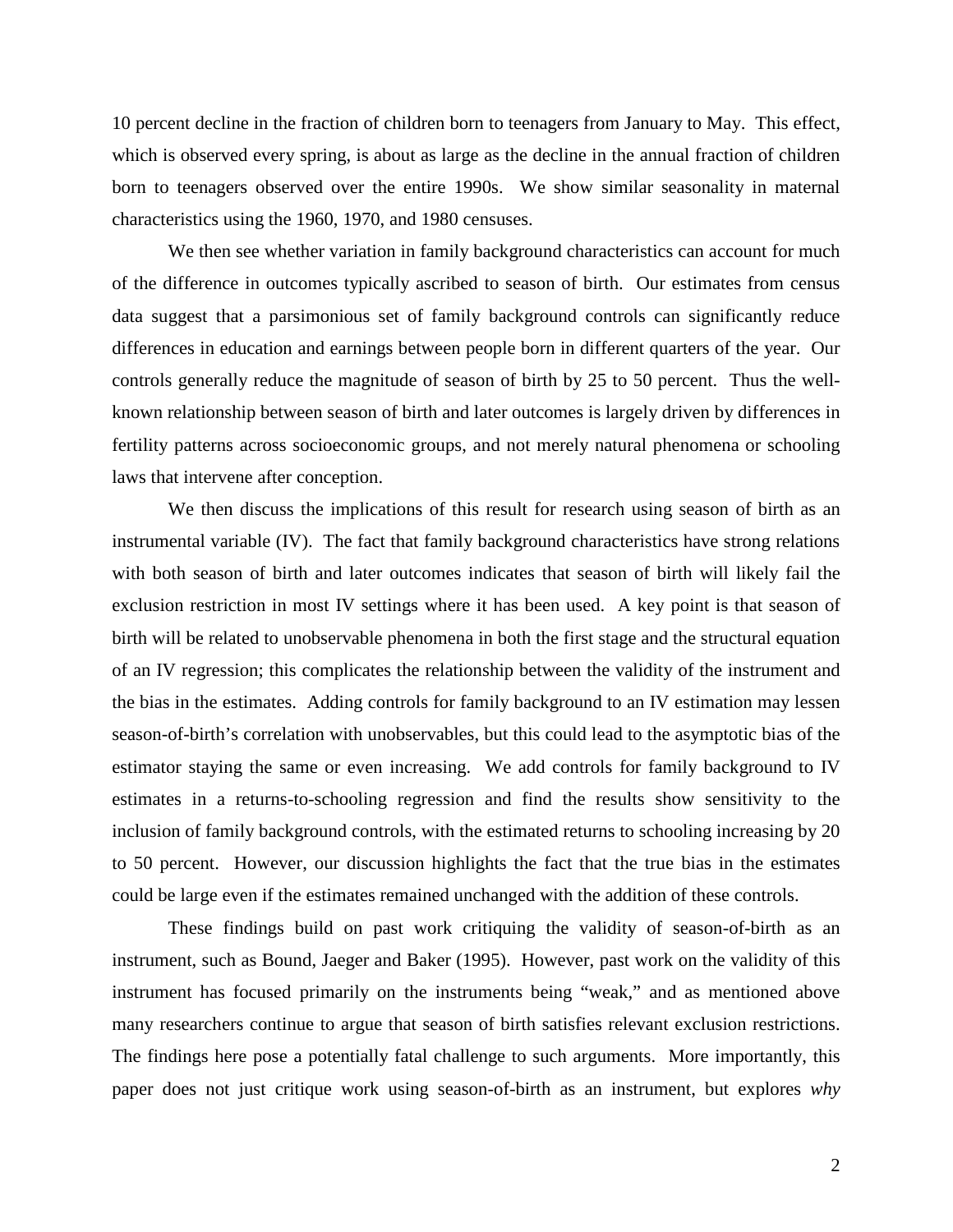10 percent decline in the fraction of children born to teenagers from January to May. This effect, which is observed every spring, is about as large as the decline in the annual fraction of children born to teenagers observed over the entire 1990s. We show similar seasonality in maternal characteristics using the 1960, 1970, and 1980 censuses.

We then see whether variation in family background characteristics can account for much of the difference in outcomes typically ascribed to season of birth. Our estimates from census data suggest that a parsimonious set of family background controls can significantly reduce differences in education and earnings between people born in different quarters of the year. Our controls generally reduce the magnitude of season of birth by 25 to 50 percent. Thus the well-known relationship between season of birth and later outcomes is largely driven by differences in fertility patterns across socioeconomic groups, and not merely natural phenomena or schooling laws that intervene after conception.

We then discuss the implications of this result for research using season of birth as an instrumental variable (IV). The fact that family background characteristics have strong relations with both season of birth and later outcomes indicates that season of birth will likely fail the exclusion restriction in most IV settings where it has been used. A key point is that season of birth will be related to unobservable phenomena in both the first stage and the structural equation of an IV regression; this complicates the relationship between the validity of the instrument and the bias in the estimates. Adding controls for family background to an IV estimation may lessen season-of-birth's correlation with unobservables, but this could lead to the asymptotic bias of the estimator staying the same or even increasing. We add controls for family background to IV estimates in a returns-to-schooling regression and find the results show sensitivity to the inclusion of family background controls, with the estimated returns to schooling increasing by 20 to 50 percent. However, our discussion highlights the fact that the true bias in the estimates could be large even if the estimates remained unchanged with the addition of these controls.

These findings build on past work critiquing the validity of season-of-birth as an instrument, such as Bound, Jaeger and Baker (1995). However, past work on the validity of this instrument has focused primarily on the instruments being "weak," and as mentioned above many researchers continue to argue that season of birth satisfies relevant exclusion restrictions. The findings here pose a potentially fatal challenge to such arguments. More importantly, this paper does not just critique work using season-of-birth as an instrument, but explores *why*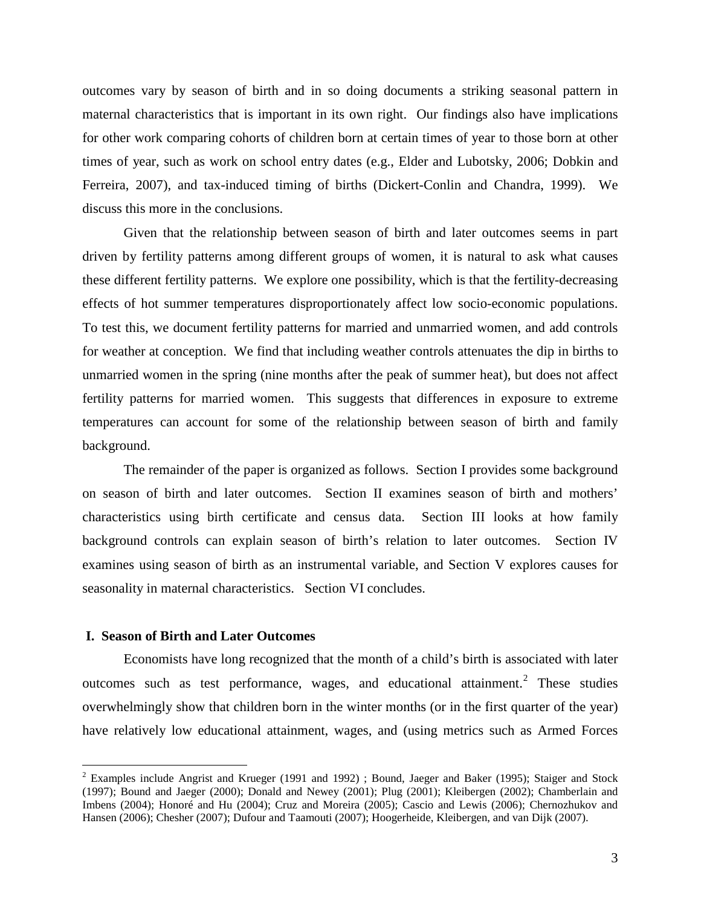outcomes vary by season of birth and in so doing documents a striking seasonal pattern in maternal characteristics that is important in its own right. Our findings also have implications for other work comparing cohorts of children born at certain times of year to those born at other times of year, such as work on school entry dates (e.g., Elder and Lubotsky, 2006; Dobkin and Ferreira, 2007), and tax-induced timing of births (Dickert-Conlin and Chandra, 1999). We discuss this more in the conclusions.

Given that the relationship between season of birth and later outcomes seems in part driven by fertility patterns among different groups of women, it is natural to ask what causes these different fertility patterns. We explore one possibility, which is that the fertility-decreasing effects of hot summer temperatures disproportionately affect low socio-economic populations. To test this, we document fertility patterns for married and unmarried women, and add controls for weather at conception. We find that including weather controls attenuates the dip in births to unmarried women in the spring (nine months after the peak of summer heat), but does not affect fertility patterns for married women. This suggests that differences in exposure to extreme temperatures can account for some of the relationship between season of birth and family background.

The remainder of the paper is organized as follows. Section I provides some background on season of birth and later outcomes. Section II examines season of birth and mothers' characteristics using birth certificate and census data. Section III looks at how family background controls can explain season of birth's relation to later outcomes. Section IV examines using season of birth as an instrumental variable, and Section V explores causes for seasonality in maternal characteristics. Section VI concludes.

## I. Season of Birth and Later Outcomes

Economists have long recognized that the month of a child's birth is associated with later outcomes such as test performance, wages, and educational attainment.[2] These studies overwhelmingly show that children born in the winter months (or in the first quarter of the year) have relatively low educational attainment, wages, and (using metrics such as Armed Forces

[2] Examples include Angrist and Krueger (1991 and 1992) ; Bound, Jaeger and Baker (1995); Staiger and Stock (1997); Bound and Jaeger (2000); Donald and Newey (2001); Plug (2001); Kleibergen (2002); Chamberlain and Imbens (2004); Honoré and Hu (2004); Cruz and Moreira (2005); Cascio and Lewis (2006); Chernozhukov and Hansen (2006); Chesher (2007); Dufour and Taamouti (2007); Hoogerheide, Kleibergen, and van Dijk (2007).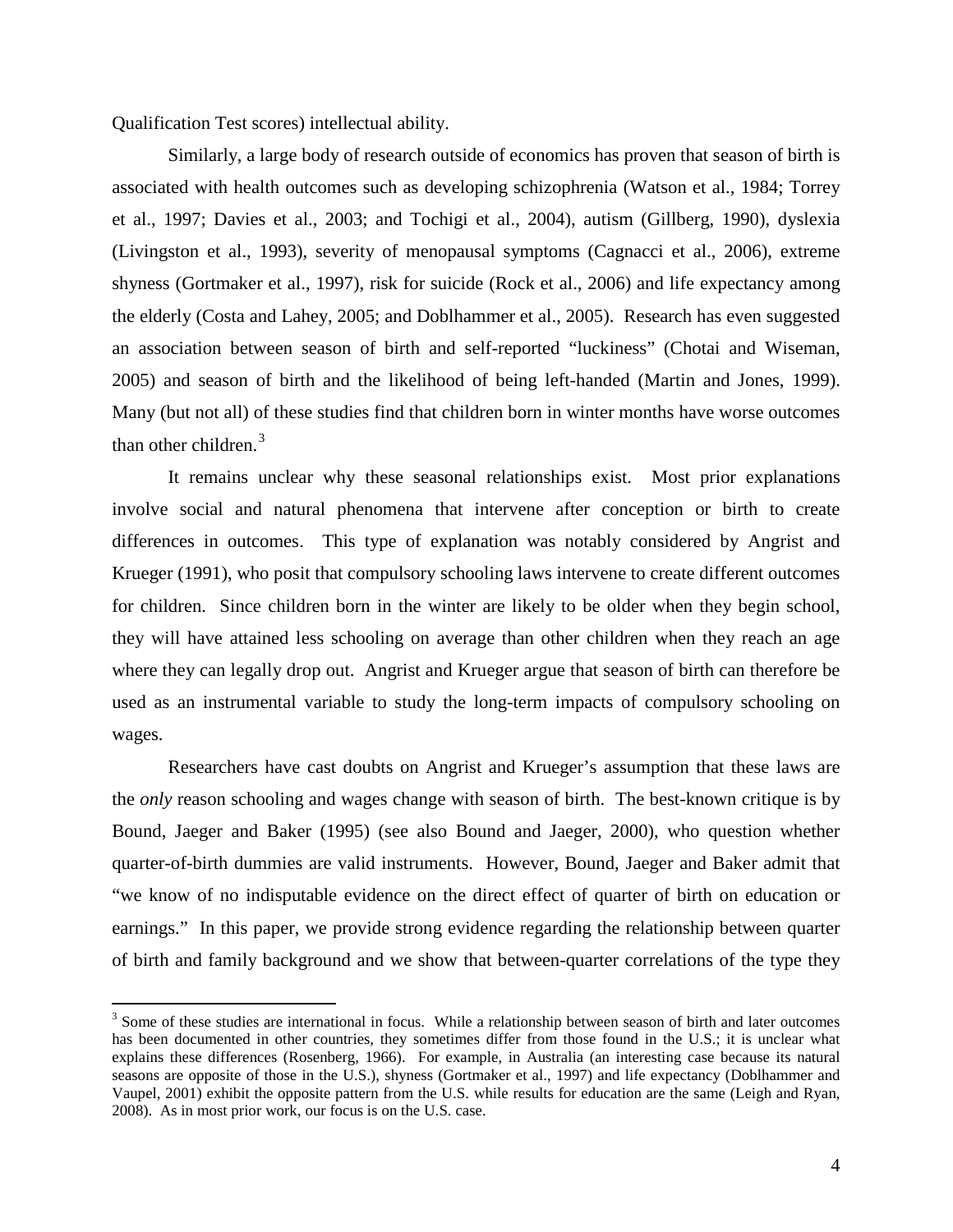Qualification Test scores) intellectual ability.

Similarly, a large body of research outside of economics has proven that season of birth is associated with health outcomes such as developing schizophrenia (Watson et al., 1984; Torrey et al., 1997; Davies et al., 2003; and Tochigi et al., 2004), autism (Gillberg, 1990), dyslexia (Livingston et al., 1993), severity of menopausal symptoms (Cagnacci et al., 2006), extreme shyness (Gortmaker et al., 1997), risk for suicide (Rock et al., 2006) and life expectancy among the elderly (Costa and Lahey, 2005; and Doblhammer et al., 2005). Research has even suggested an association between season of birth and self-reported "luckiness" (Chotai and Wiseman, 2005) and season of birth and the likelihood of being left-handed (Martin and Jones, 1999). Many (but not all) of these studies find that children born in winter months have worse outcomes than other children.[3]

It remains unclear why these seasonal relationships exist. Most prior explanations involve social and natural phenomena that intervene after conception or birth to create differences in outcomes. This type of explanation was notably considered by Angrist and Krueger (1991), who posit that compulsory schooling laws intervene to create different outcomes for children. Since children born in the winter are likely to be older when they begin school, they will have attained less schooling on average than other children when they reach an age where they can legally drop out. Angrist and Krueger argue that season of birth can therefore be used as an instrumental variable to study the long-term impacts of compulsory schooling on wages.

Researchers have cast doubts on Angrist and Krueger's assumption that these laws are the *only* reason schooling and wages change with season of birth. The best-known critique is by Bound, Jaeger and Baker (1995) (see also Bound and Jaeger, 2000), who question whether quarter-of-birth dummies are valid instruments. However, Bound, Jaeger and Baker admit that "we know of no indisputable evidence on the direct effect of quarter of birth on education or earnings." In this paper, we provide strong evidence regarding the relationship between quarter of birth and family background and we show that between-quarter correlations of the type they

[3] Some of these studies are international in focus. While a relationship between season of birth and later outcomes has been documented in other countries, they sometimes differ from those found in the U.S.; it is unclear what explains these differences (Rosenberg, 1966). For example, in Australia (an interesting case because its natural seasons are opposite of those in the U.S.), shyness (Gortmaker et al., 1997) and life expectancy (Doblhammer and Vaupel, 2001) exhibit the opposite pattern from the U.S. while results for education are the same (Leigh and Ryan, 2008). As in most prior work, our focus is on the U.S. case.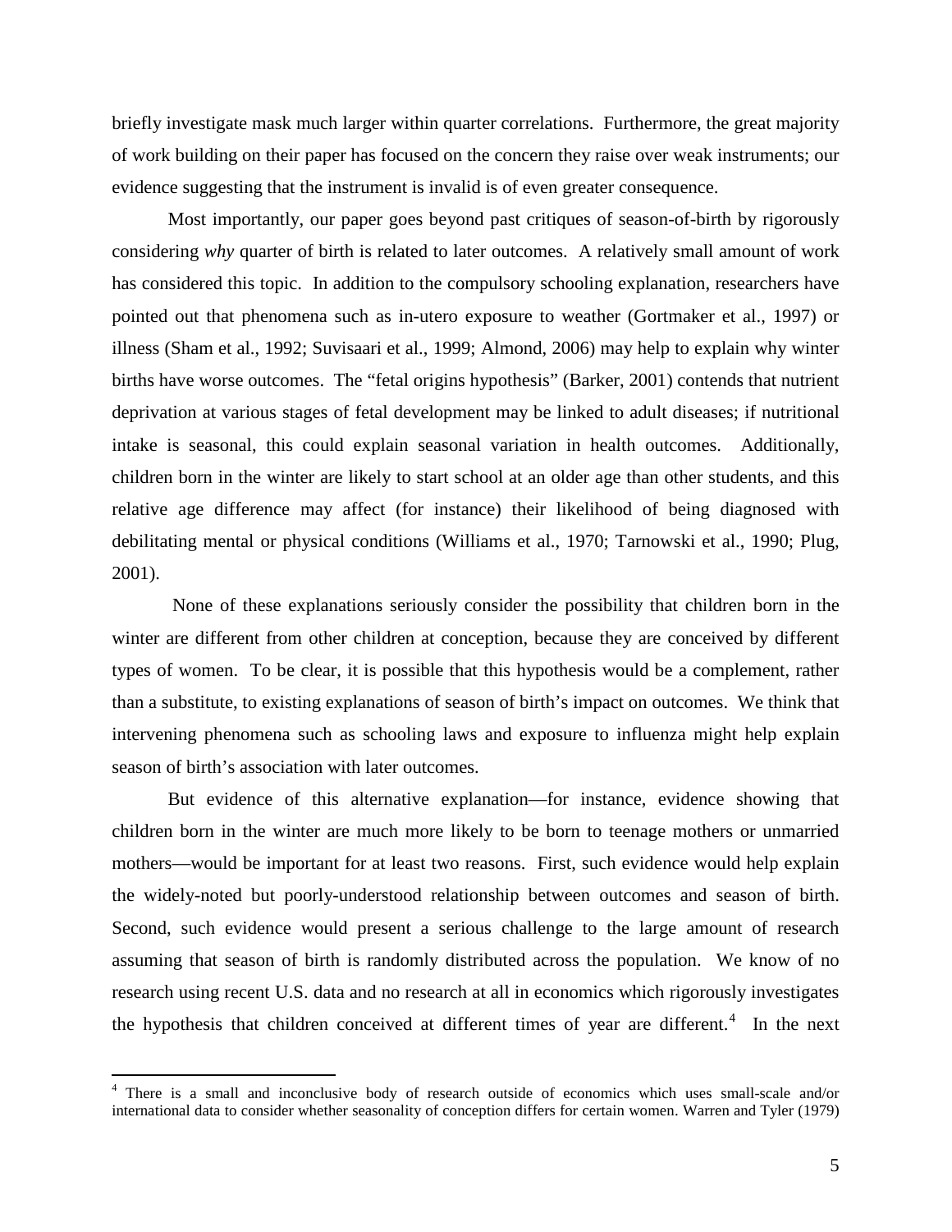briefly investigate mask much larger within quarter correlations. Furthermore, the great majority of work building on their paper has focused on the concern they raise over weak instruments; our evidence suggesting that the instrument is invalid is of even greater consequence.

Most importantly, our paper goes beyond past critiques of season-of-birth by rigorously considering *why* quarter of birth is related to later outcomes. A relatively small amount of work has considered this topic. In addition to the compulsory schooling explanation, researchers have pointed out that phenomena such as in-utero exposure to weather (Gortmaker et al., 1997) or illness (Sham et al., 1992; Suvisaari et al., 1999; Almond, 2006) may help to explain why winter births have worse outcomes. The "fetal origins hypothesis" (Barker, 2001) contends that nutrient deprivation at various stages of fetal development may be linked to adult diseases; if nutritional intake is seasonal, this could explain seasonal variation in health outcomes. Additionally, children born in the winter are likely to start school at an older age than other students, and this relative age difference may affect (for instance) their likelihood of being diagnosed with debilitating mental or physical conditions (Williams et al., 1970; Tarnowski et al., 1990; Plug, 2001).

None of these explanations seriously consider the possibility that children born in the winter are different from other children at conception, because they are conceived by different types of women. To be clear, it is possible that this hypothesis would be a complement, rather than a substitute, to existing explanations of season of birth's impact on outcomes. We think that intervening phenomena such as schooling laws and exposure to influenza might help explain season of birth's association with later outcomes.

But evidence of this alternative explanation—for instance, evidence showing that children born in the winter are much more likely to be born to teenage mothers or unmarried mothers—would be important for at least two reasons. First, such evidence would help explain the widely-noted but poorly-understood relationship between outcomes and season of birth. Second, such evidence would present a serious challenge to the large amount of research assuming that season of birth is randomly distributed across the population. We know of no research using recent U.S. data and no research at all in economics which rigorously investigates the hypothesis that children conceived at different times of year are different.[4] In the next

[4] There is a small and inconclusive body of research outside of economics which uses small-scale and/or international data to consider whether seasonality of conception differs for certain women. Warren and Tyler (1979)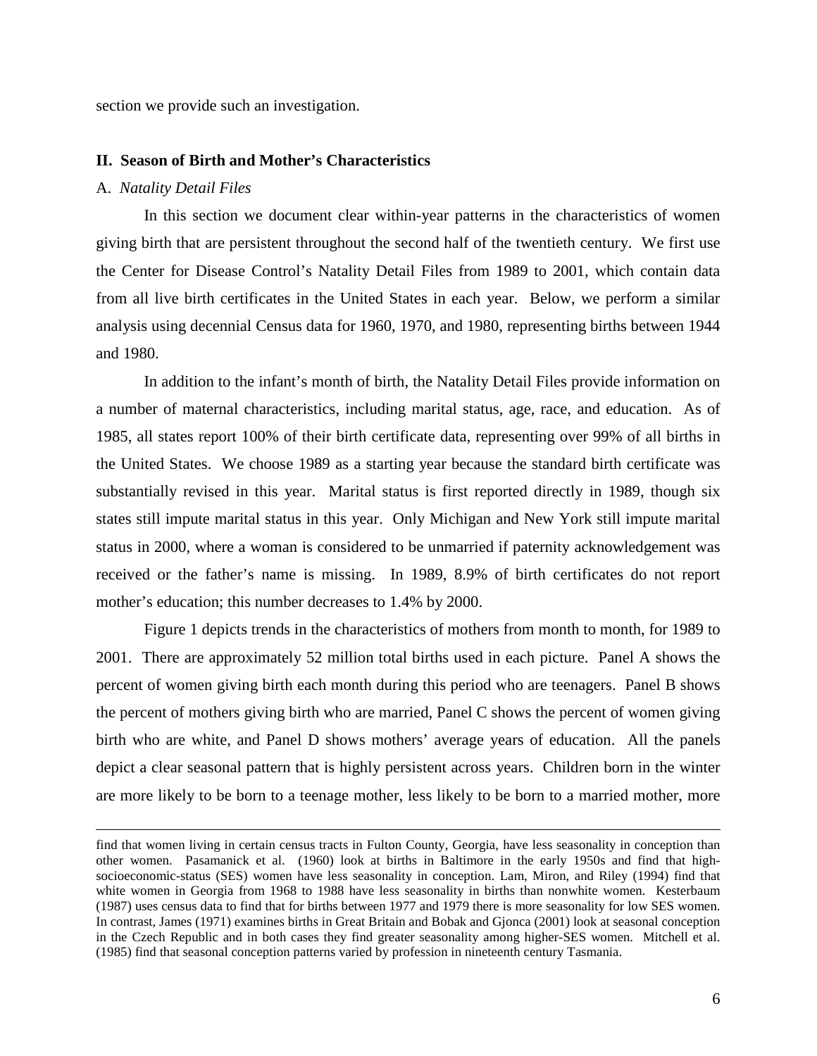section we provide such an investigation.

## II. Season of Birth and Mother's Characteristics

### A. *Natality Detail Files*

In this section we document clear within-year patterns in the characteristics of women giving birth that are persistent throughout the second half of the twentieth century. We first use the Center for Disease Control's Natality Detail Files from 1989 to 2001, which contain data from all live birth certificates in the United States in each year. Below, we perform a similar analysis using decennial Census data for 1960, 1970, and 1980, representing births between 1944 and 1980.

In addition to the infant's month of birth, the Natality Detail Files provide information on a number of maternal characteristics, including marital status, age, race, and education. As of 1985, all states report 100% of their birth certificate data, representing over 99% of all births in the United States. We choose 1989 as a starting year because the standard birth certificate was substantially revised in this year. Marital status is first reported directly in 1989, though six states still impute marital status in this year. Only Michigan and New York still impute marital status in 2000, where a woman is considered to be unmarried if paternity acknowledgement was received or the father's name is missing. In 1989, 8.9% of birth certificates do not report mother's education; this number decreases to 1.4% by 2000.

Figure 1 depicts trends in the characteristics of mothers from month to month, for 1989 to 2001. There are approximately 52 million total births used in each picture. Panel A shows the percent of women giving birth each month during this period who are teenagers. Panel B shows the percent of mothers giving birth who are married, Panel C shows the percent of women giving birth who are white, and Panel D shows mothers' average years of education. All the panels depict a clear seasonal pattern that is highly persistent across years. Children born in the winter are more likely to be born to a teenage mother, less likely to be born to a married mother, more

---

find that women living in certain census tracts in Fulton County, Georgia, have less seasonality in conception than other women. Pasamanick et al. (1960) look at births in Baltimore in the early 1950s and find that high-socioeconomic-status (SES) women have less seasonality in conception. Lam, Miron, and Riley (1994) find that white women in Georgia from 1968 to 1988 have less seasonality in births than nonwhite women. Kesterbaum (1987) uses census data to find that for births between 1977 and 1979 there is more seasonality for low SES women. In contrast, James (1971) examines births in Great Britain and Bobak and Gjonca (2001) look at seasonal conception in the Czech Republic and in both cases they find greater seasonality among higher-SES women. Mitchell et al. (1985) find that seasonal conception patterns varied by profession in nineteenth century Tasmania.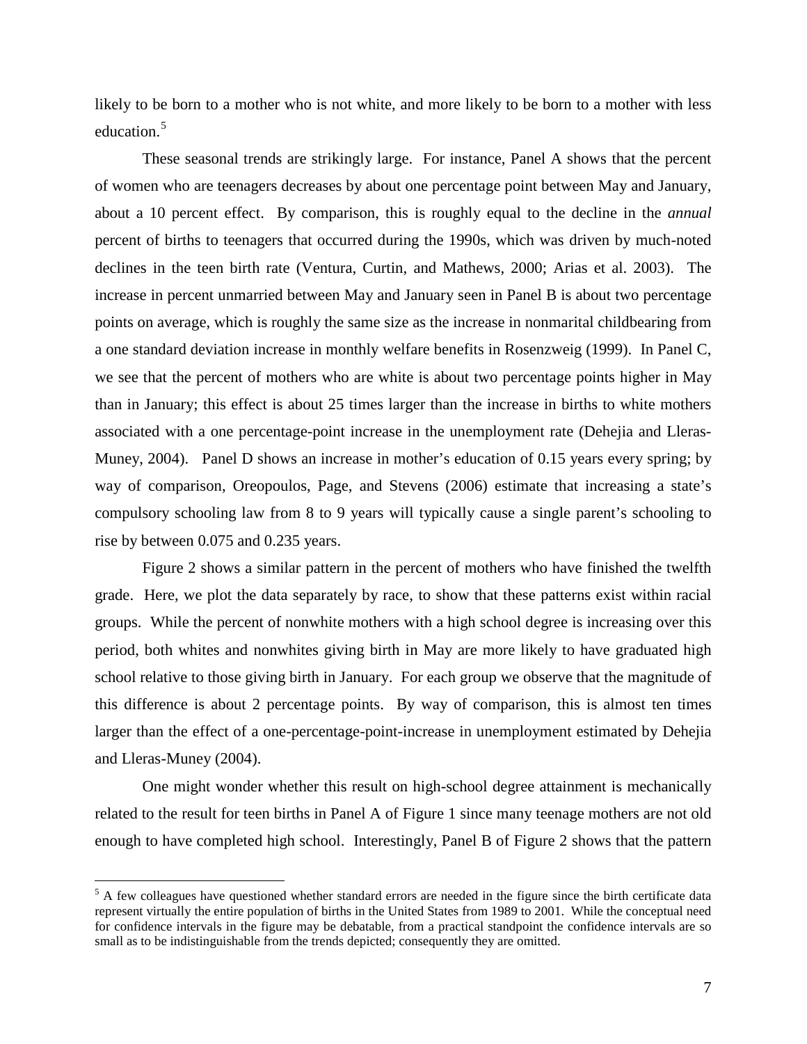likely to be born to a mother who is not white, and more likely to be born to a mother with less education.[5]

These seasonal trends are strikingly large. For instance, Panel A shows that the percent of women who are teenagers decreases by about one percentage point between May and January, about a 10 percent effect. By comparison, this is roughly equal to the decline in the *annual* percent of births to teenagers that occurred during the 1990s, which was driven by much-noted declines in the teen birth rate (Ventura, Curtin, and Mathews, 2000; Arias et al. 2003). The increase in percent unmarried between May and January seen in Panel B is about two percentage points on average, which is roughly the same size as the increase in nonmarital childbearing from a one standard deviation increase in monthly welfare benefits in Rosenzweig (1999). In Panel C, we see that the percent of mothers who are white is about two percentage points higher in May than in January; this effect is about 25 times larger than the increase in births to white mothers associated with a one percentage-point increase in the unemployment rate (Dehejia and Lleras-Muney, 2004). Panel D shows an increase in mother's education of 0.15 years every spring; by way of comparison, Oreopoulos, Page, and Stevens (2006) estimate that increasing a state's compulsory schooling law from 8 to 9 years will typically cause a single parent's schooling to rise by between 0.075 and 0.235 years.

Figure 2 shows a similar pattern in the percent of mothers who have finished the twelfth grade. Here, we plot the data separately by race, to show that these patterns exist within racial groups. While the percent of nonwhite mothers with a high school degree is increasing over this period, both whites and nonwhites giving birth in May are more likely to have graduated high school relative to those giving birth in January. For each group we observe that the magnitude of this difference is about 2 percentage points. By way of comparison, this is almost ten times larger than the effect of a one-percentage-point-increase in unemployment estimated by Dehejia and Lleras-Muney (2004).

One might wonder whether this result on high-school degree attainment is mechanically related to the result for teen births in Panel A of Figure 1 since many teenage mothers are not old enough to have completed high school. Interestingly, Panel B of Figure 2 shows that the pattern

[5] A few colleagues have questioned whether standard errors are needed in the figure since the birth certificate data represent virtually the entire population of births in the United States from 1989 to 2001. While the conceptual need for confidence intervals in the figure may be debatable, from a practical standpoint the confidence intervals are so small as to be indistinguishable from the trends depicted; consequently they are omitted.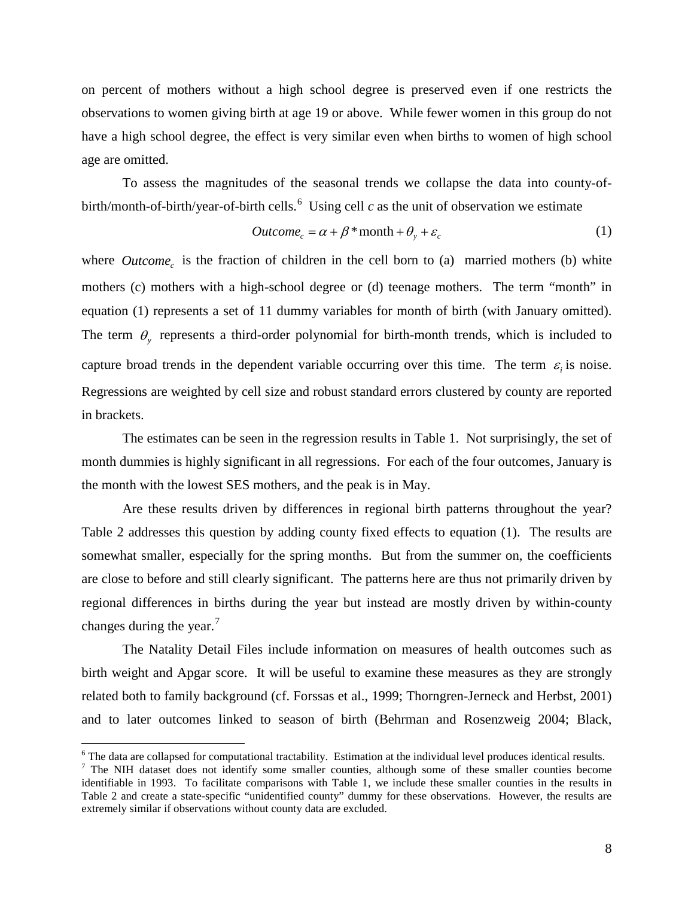on percent of mothers without a high school degree is preserved even if one restricts the observations to women giving birth at age 19 or above. While fewer women in this group do not have a high school degree, the effect is very similar even when births to women of high school age are omitted.

To assess the magnitudes of the seasonal trends we collapse the data into county-of-birth/month-of-birth/year-of-birth cells.[6] Using cell *c* as the unit of observation we estimate

$$Outcome_c = \alpha + \beta * \text{month} + \theta_y + \varepsilon_c \tag{1}$$

where $Outcome_c$ is the fraction of children in the cell born to (a) married mothers (b) white mothers (c) mothers with a high-school degree or (d) teenage mothers. The term "month" in equation (1) represents a set of 11 dummy variables for month of birth (with January omitted). The term $\theta_y$ represents a third-order polynomial for birth-month trends, which is included to capture broad trends in the dependent variable occurring over this time. The term $\varepsilon_i$ is noise. Regressions are weighted by cell size and robust standard errors clustered by county are reported in brackets.

The estimates can be seen in the regression results in Table 1. Not surprisingly, the set of month dummies is highly significant in all regressions. For each of the four outcomes, January is the month with the lowest SES mothers, and the peak is in May.

Are these results driven by differences in regional birth patterns throughout the year? Table 2 addresses this question by adding county fixed effects to equation (1). The results are somewhat smaller, especially for the spring months. But from the summer on, the coefficients are close to before and still clearly significant. The patterns here are thus not primarily driven by regional differences in births during the year but instead are mostly driven by within-county changes during the year.[7]

The Natality Detail Files include information on measures of health outcomes such as birth weight and Apgar score. It will be useful to examine these measures as they are strongly related both to family background (cf. Forssas et al., 1999; Thorngren-Jerneck and Herbst, 2001) and to later outcomes linked to season of birth (Behrman and Rosenzweig 2004; Black,

---

[6] The data are collapsed for computational tractability. Estimation at the individual level produces identical results.

[7] The NIH dataset does not identify some smaller counties, although some of these smaller counties become identifiable in 1993. To facilitate comparisons with Table 1, we include these smaller counties in the results in Table 2 and create a state-specific "unidentified county" dummy for these observations. However, the results are extremely similar if observations without county data are excluded.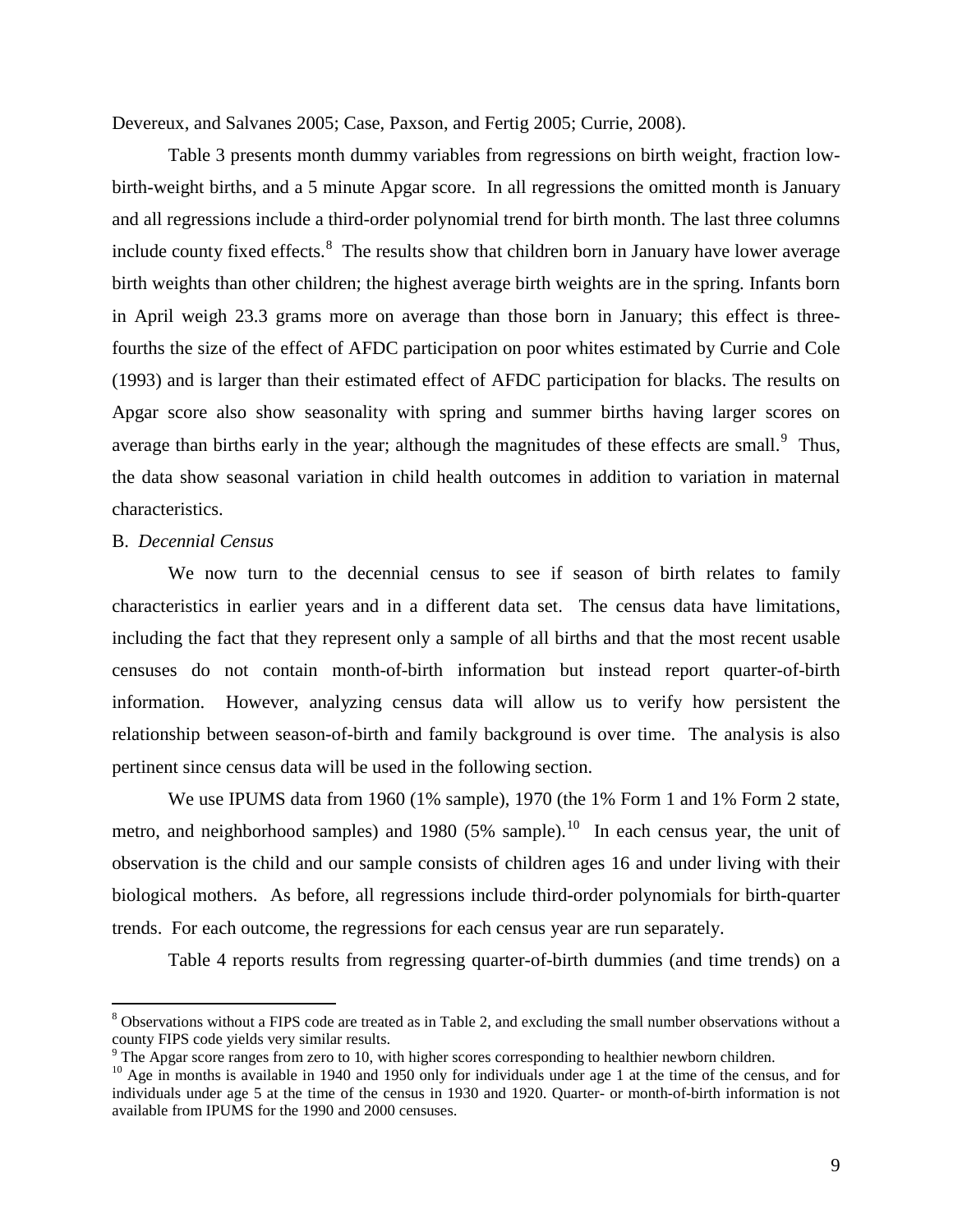Devereux, and Salvanes 2005; Case, Paxson, and Fertig 2005; Currie, 2008).

Table 3 presents month dummy variables from regressions on birth weight, fraction low-birth-weight births, and a 5 minute Apgar score. In all regressions the omitted month is January and all regressions include a third-order polynomial trend for birth month. The last three columns include county fixed effects.[8] The results show that children born in January have lower average birth weights than other children; the highest average birth weights are in the spring. Infants born in April weigh 23.3 grams more on average than those born in January; this effect is three-fourths the size of the effect of AFDC participation on poor whites estimated by Currie and Cole (1993) and is larger than their estimated effect of AFDC participation for blacks. The results on Apgar score also show seasonality with spring and summer births having larger scores on average than births early in the year; although the magnitudes of these effects are small.[9] Thus, the data show seasonal variation in child health outcomes in addition to variation in maternal characteristics.

B. *Decennial Census*

We now turn to the decennial census to see if season of birth relates to family characteristics in earlier years and in a different data set. The census data have limitations, including the fact that they represent only a sample of all births and that the most recent usable censuses do not contain month-of-birth information but instead report quarter-of-birth information. However, analyzing census data will allow us to verify how persistent the relationship between season-of-birth and family background is over time. The analysis is also pertinent since census data will be used in the following section.

We use IPUMS data from 1960 (1% sample), 1970 (the 1% Form 1 and 1% Form 2 state, metro, and neighborhood samples) and 1980 (5% sample).[10] In each census year, the unit of observation is the child and our sample consists of children ages 16 and under living with their biological mothers. As before, all regressions include third-order polynomials for birth-quarter trends. For each outcome, the regressions for each census year are run separately.

Table 4 reports results from regressing quarter-of-birth dummies (and time trends) on a

---

[8] Observations without a FIPS code are treated as in Table 2, and excluding the small number observations without a county FIPS code yields very similar results.

[9] The Apgar score ranges from zero to 10, with higher scores corresponding to healthier newborn children.

[10] Age in months is available in 1940 and 1950 only for individuals under age 1 at the time of the census, and for individuals under age 5 at the time of the census in 1930 and 1920. Quarter- or month-of-birth information is not available from IPUMS for the 1990 and 2000 censuses.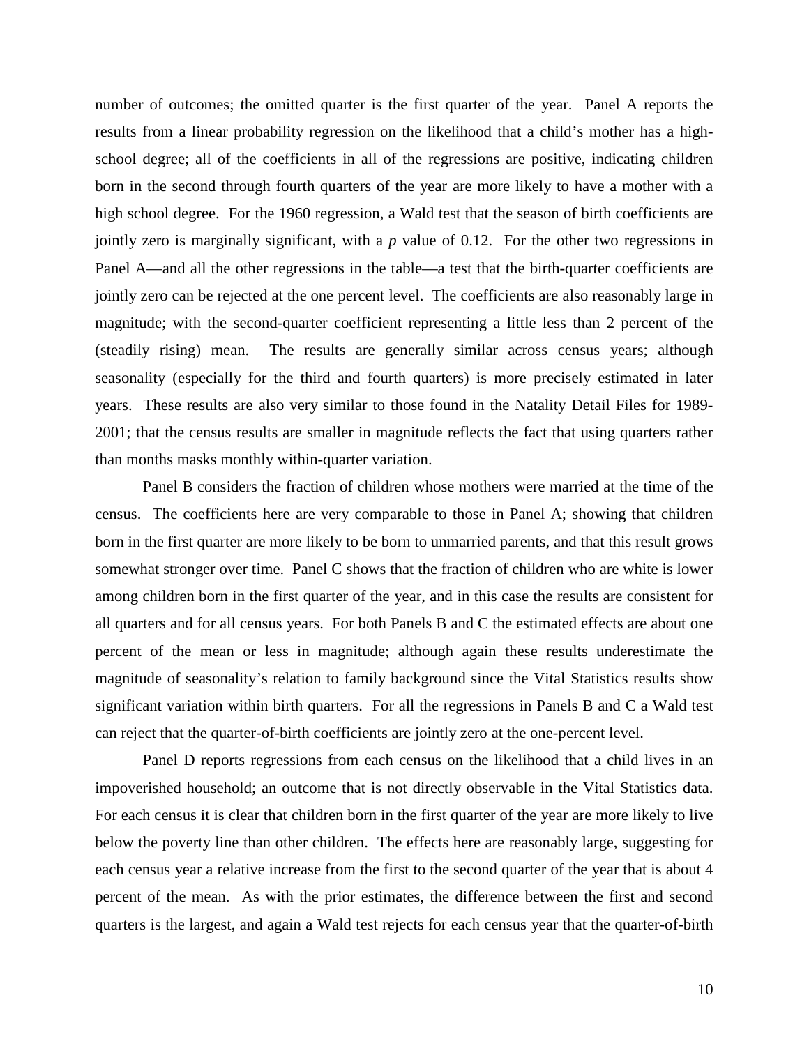number of outcomes; the omitted quarter is the first quarter of the year. Panel A reports the results from a linear probability regression on the likelihood that a child's mother has a high-school degree; all of the coefficients in all of the regressions are positive, indicating children born in the second through fourth quarters of the year are more likely to have a mother with a high school degree. For the 1960 regression, a Wald test that the season of birth coefficients are jointly zero is marginally significant, with a *p* value of 0.12. For the other two regressions in Panel A—and all the other regressions in the table—a test that the birth-quarter coefficients are jointly zero can be rejected at the one percent level. The coefficients are also reasonably large in magnitude; with the second-quarter coefficient representing a little less than 2 percent of the (steadily rising) mean. The results are generally similar across census years; although seasonality (especially for the third and fourth quarters) is more precisely estimated in later years. These results are also very similar to those found in the Natality Detail Files for 1989-2001; that the census results are smaller in magnitude reflects the fact that using quarters rather than months masks monthly within-quarter variation.

Panel B considers the fraction of children whose mothers were married at the time of the census. The coefficients here are very comparable to those in Panel A; showing that children born in the first quarter are more likely to be born to unmarried parents, and that this result grows somewhat stronger over time. Panel C shows that the fraction of children who are white is lower among children born in the first quarter of the year, and in this case the results are consistent for all quarters and for all census years. For both Panels B and C the estimated effects are about one percent of the mean or less in magnitude; although again these results underestimate the magnitude of seasonality's relation to family background since the Vital Statistics results show significant variation within birth quarters. For all the regressions in Panels B and C a Wald test can reject that the quarter-of-birth coefficients are jointly zero at the one-percent level.

Panel D reports regressions from each census on the likelihood that a child lives in an impoverished household; an outcome that is not directly observable in the Vital Statistics data. For each census it is clear that children born in the first quarter of the year are more likely to live below the poverty line than other children. The effects here are reasonably large, suggesting for each census year a relative increase from the first to the second quarter of the year that is about 4 percent of the mean. As with the prior estimates, the difference between the first and second quarters is the largest, and again a Wald test rejects for each census year that the quarter-of-birth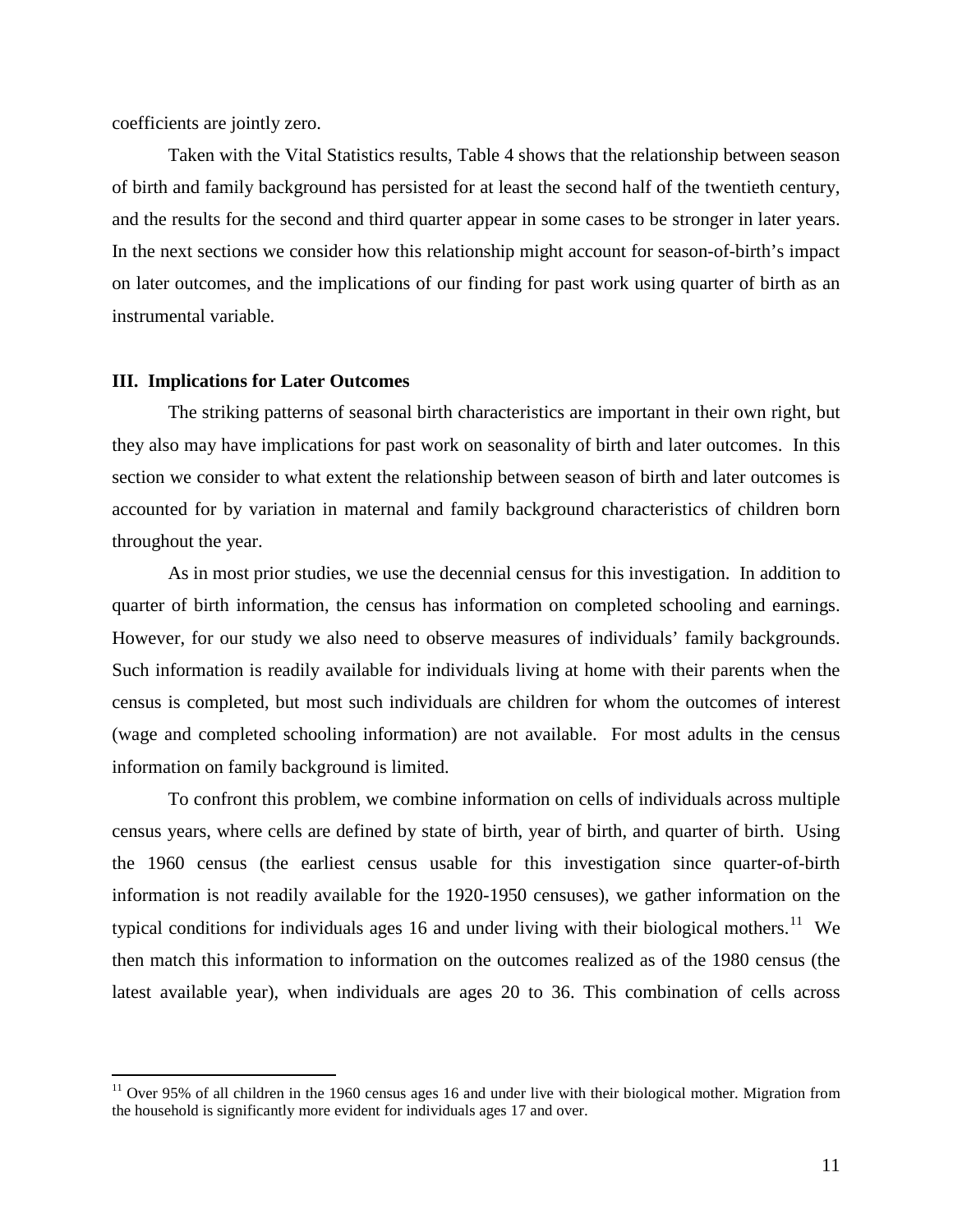coefficients are jointly zero.

Taken with the Vital Statistics results, Table 4 shows that the relationship between season of birth and family background has persisted for at least the second half of the twentieth century, and the results for the second and third quarter appear in some cases to be stronger in later years. In the next sections we consider how this relationship might account for season-of-birth's impact on later outcomes, and the implications of our finding for past work using quarter of birth as an instrumental variable.

### III. Implications for Later Outcomes

The striking patterns of seasonal birth characteristics are important in their own right, but they also may have implications for past work on seasonality of birth and later outcomes. In this section we consider to what extent the relationship between season of birth and later outcomes is accounted for by variation in maternal and family background characteristics of children born throughout the year.

As in most prior studies, we use the decennial census for this investigation. In addition to quarter of birth information, the census has information on completed schooling and earnings. However, for our study we also need to observe measures of individuals' family backgrounds. Such information is readily available for individuals living at home with their parents when the census is completed, but most such individuals are children for whom the outcomes of interest (wage and completed schooling information) are not available. For most adults in the census information on family background is limited.

To confront this problem, we combine information on cells of individuals across multiple census years, where cells are defined by state of birth, year of birth, and quarter of birth. Using the 1960 census (the earliest census usable for this investigation since quarter-of-birth information is not readily available for the 1920-1950 censuses), we gather information on the typical conditions for individuals ages 16 and under living with their biological mothers.[11] We then match this information to information on the outcomes realized as of the 1980 census (the latest available year), when individuals are ages 20 to 36. This combination of cells across

[11] Over 95% of all children in the 1960 census ages 16 and under live with their biological mother. Migration from the household is significantly more evident for individuals ages 17 and over.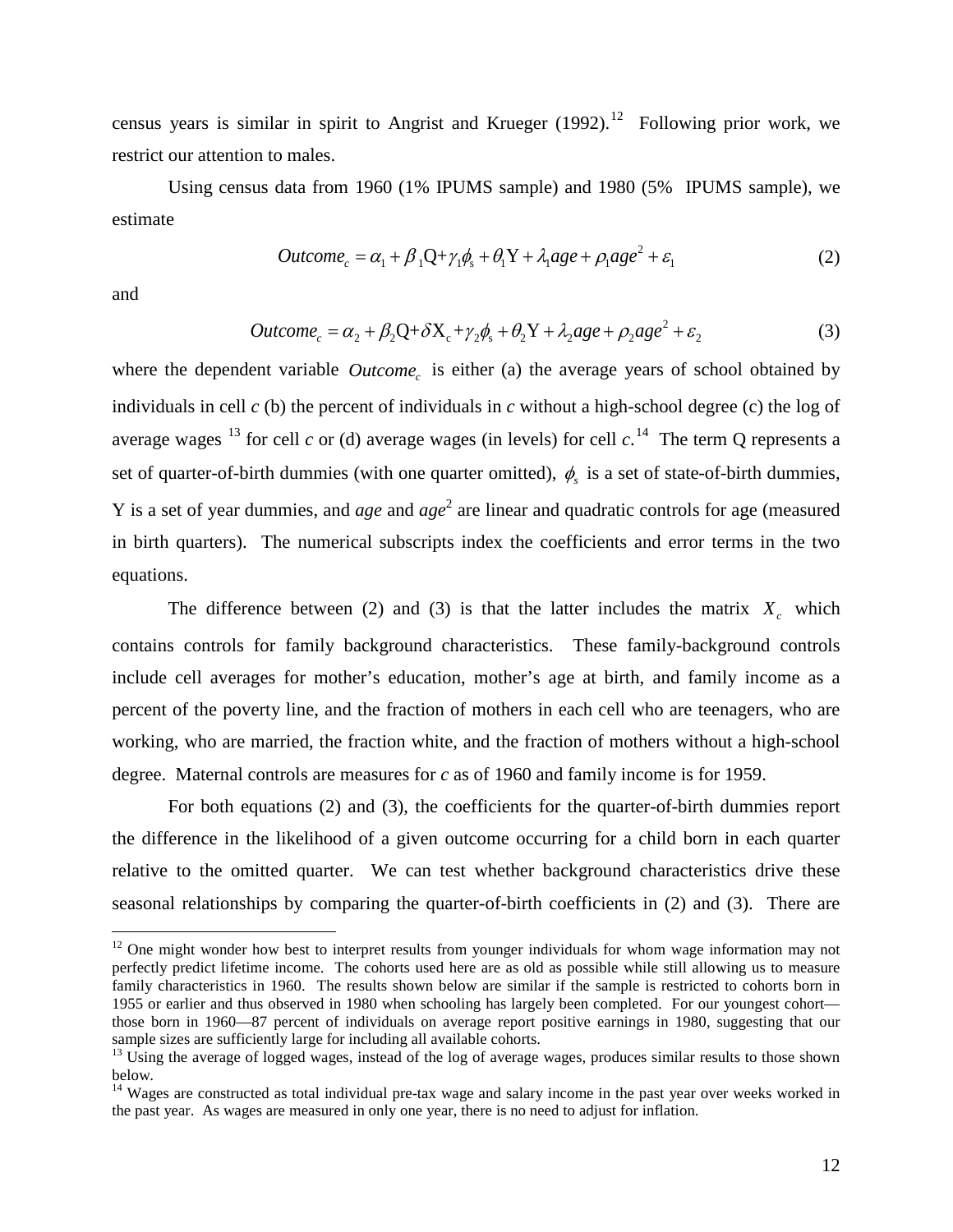census years is similar in spirit to Angrist and Krueger (1992).[12] Following prior work, we restrict our attention to males.

Using census data from 1960 (1% IPUMS sample) and 1980 (5% IPUMS sample), we estimate

$$Outcome_c = \alpha_1 + \beta_1 \mathrm{Q} + \gamma_1 \phi_s + \theta_1 \mathrm{Y} + \lambda_1 age + \rho_1 age^2 + \varepsilon_1 \tag{2}$$

and

$$Outcome_c = \alpha_2 + \beta_2 \mathrm{Q} + \delta \mathrm{X}_c + \gamma_2 \phi_s + \theta_2 \mathrm{Y} + \lambda_2 age + \rho_2 age^2 + \varepsilon_2 \tag{3}$$

where the dependent variable $Outcome_c$ is either (a) the average years of school obtained by individuals in cell *c* (b) the percent of individuals in *c* without a high-school degree (c) the log of average wages [13] for cell *c* or (d) average wages (in levels) for cell *c*.[14] The term Q represents a set of quarter-of-birth dummies (with one quarter omitted), $\phi_s$ is a set of state-of-birth dummies, Y is a set of year dummies, and *age* and *age*$^2$ are linear and quadratic controls for age (measured in birth quarters). The numerical subscripts index the coefficients and error terms in the two equations.

The difference between (2) and (3) is that the latter includes the matrix $X_c$ which contains controls for family background characteristics. These family-background controls include cell averages for mother's education, mother's age at birth, and family income as a percent of the poverty line, and the fraction of mothers in each cell who are teenagers, who are working, who are married, the fraction white, and the fraction of mothers without a high-school degree. Maternal controls are measures for *c* as of 1960 and family income is for 1959.

For both equations (2) and (3), the coefficients for the quarter-of-birth dummies report the difference in the likelihood of a given outcome occurring for a child born in each quarter relative to the omitted quarter. We can test whether background characteristics drive these seasonal relationships by comparing the quarter-of-birth coefficients in (2) and (3). There are

---

[12] One might wonder how best to interpret results from younger individuals for whom wage information may not perfectly predict lifetime income. The cohorts used here are as old as possible while still allowing us to measure family characteristics in 1960. The results shown below are similar if the sample is restricted to cohorts born in 1955 or earlier and thus observed in 1980 when schooling has largely been completed. For our youngest cohort—those born in 1960—87 percent of individuals on average report positive earnings in 1980, suggesting that our sample sizes are sufficiently large for including all available cohorts.

[13] Using the average of logged wages, instead of the log of average wages, produces similar results to those shown below.

[14] Wages are constructed as total individual pre-tax wage and salary income in the past year over weeks worked in the past year. As wages are measured in only one year, there is no need to adjust for inflation.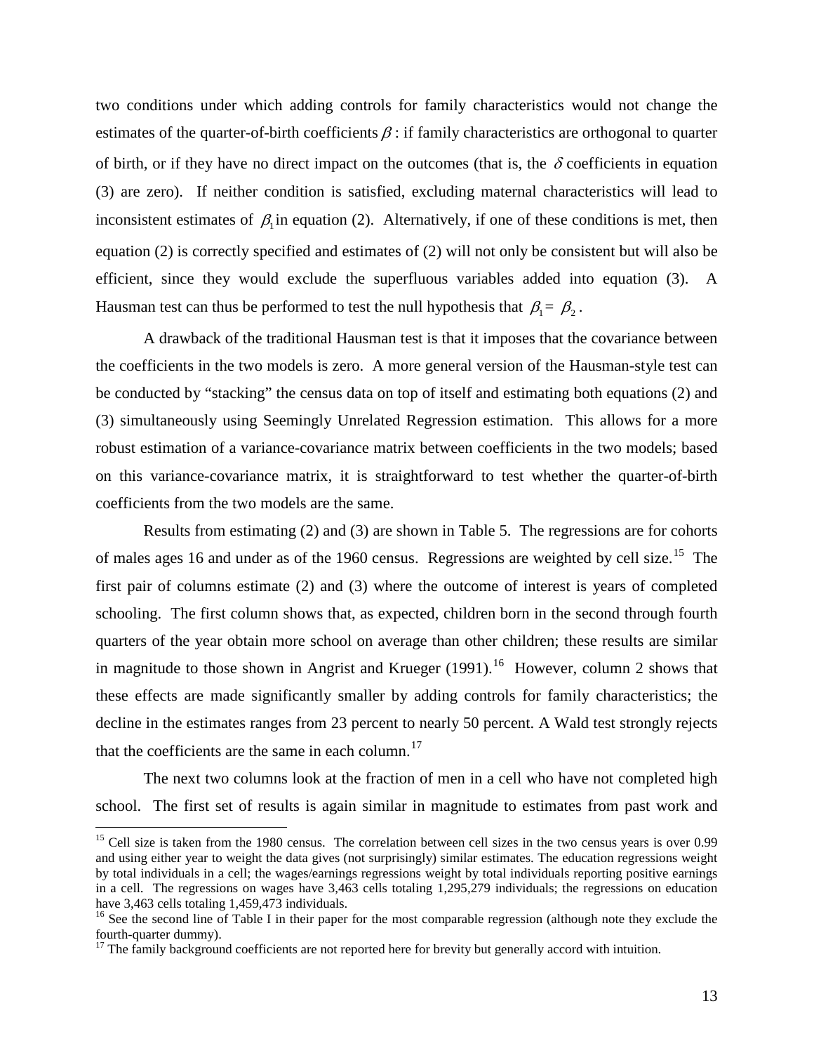two conditions under which adding controls for family characteristics would not change the estimates of the quarter-of-birth coefficients $\beta$ : if family characteristics are orthogonal to quarter of birth, or if they have no direct impact on the outcomes (that is, the $\delta$ coefficients in equation (3) are zero). If neither condition is satisfied, excluding maternal characteristics will lead to inconsistent estimates of $\beta_1$ in equation (2). Alternatively, if one of these conditions is met, then equation (2) is correctly specified and estimates of (2) will not only be consistent but will also be efficient, since they would exclude the superfluous variables added into equation (3). A Hausman test can thus be performed to test the null hypothesis that $\beta_1 = \beta_2$ .

A drawback of the traditional Hausman test is that it imposes that the covariance between the coefficients in the two models is zero. A more general version of the Hausman-style test can be conducted by "stacking" the census data on top of itself and estimating both equations (2) and (3) simultaneously using Seemingly Unrelated Regression estimation. This allows for a more robust estimation of a variance-covariance matrix between coefficients in the two models; based on this variance-covariance matrix, it is straightforward to test whether the quarter-of-birth coefficients from the two models are the same.

Results from estimating (2) and (3) are shown in Table 5. The regressions are for cohorts of males ages 16 and under as of the 1960 census. Regressions are weighted by cell size.[15] The first pair of columns estimate (2) and (3) where the outcome of interest is years of completed schooling. The first column shows that, as expected, children born in the second through fourth quarters of the year obtain more school on average than other children; these results are similar in magnitude to those shown in Angrist and Krueger (1991).[16] However, column 2 shows that these effects are made significantly smaller by adding controls for family characteristics; the decline in the estimates ranges from 23 percent to nearly 50 percent. A Wald test strongly rejects that the coefficients are the same in each column.[17]

The next two columns look at the fraction of men in a cell who have not completed high school. The first set of results is again similar in magnitude to estimates from past work and

[15] Cell size is taken from the 1980 census. The correlation between cell sizes in the two census years is over 0.99 and using either year to weight the data gives (not surprisingly) similar estimates. The education regressions weight by total individuals in a cell; the wages/earnings regressions weight by total individuals reporting positive earnings in a cell. The regressions on wages have 3,463 cells totaling 1,295,279 individuals; the regressions on education have 3,463 cells totaling 1,459,473 individuals.

[16] See the second line of Table I in their paper for the most comparable regression (although note they exclude the fourth-quarter dummy).

[17] The family background coefficients are not reported here for brevity but generally accord with intuition.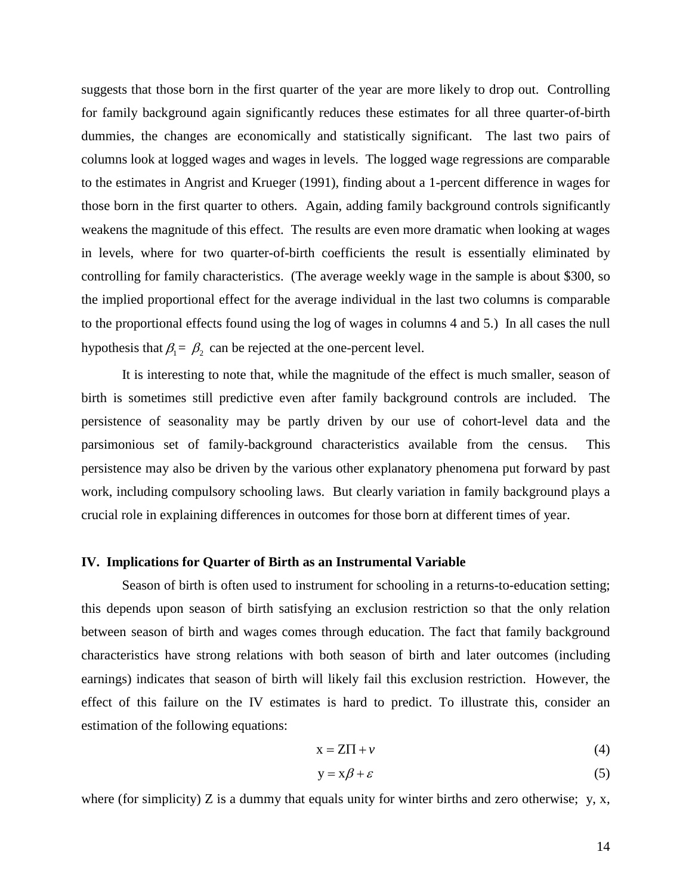suggests that those born in the first quarter of the year are more likely to drop out. Controlling for family background again significantly reduces these estimates for all three quarter-of-birth dummies, the changes are economically and statistically significant. The last two pairs of columns look at logged wages and wages in levels. The logged wage regressions are comparable to the estimates in Angrist and Krueger (1991), finding about a 1-percent difference in wages for those born in the first quarter to others. Again, adding family background controls significantly weakens the magnitude of this effect. The results are even more dramatic when looking at wages in levels, where for two quarter-of-birth coefficients the result is essentially eliminated by controlling for family characteristics. (The average weekly wage in the sample is about $300, so the implied proportional effect for the average individual in the last two columns is comparable to the proportional effects found using the log of wages in columns 4 and 5.) In all cases the null hypothesis that $\beta_1 = \beta_2$ can be rejected at the one-percent level.

It is interesting to note that, while the magnitude of the effect is much smaller, season of birth is sometimes still predictive even after family background controls are included. The persistence of seasonality may be partly driven by our use of cohort-level data and the parsimonious set of family-background characteristics available from the census. This persistence may also be driven by the various other explanatory phenomena put forward by past work, including compulsory schooling laws. But clearly variation in family background plays a crucial role in explaining differences in outcomes for those born at different times of year.

## IV. Implications for Quarter of Birth as an Instrumental Variable

Season of birth is often used to instrument for schooling in a returns-to-education setting; this depends upon season of birth satisfying an exclusion restriction so that the only relation between season of birth and wages comes through education. The fact that family background characteristics have strong relations with both season of birth and later outcomes (including earnings) indicates that season of birth will likely fail this exclusion restriction. However, the effect of this failure on the IV estimates is hard to predict. To illustrate this, consider an estimation of the following equations:

$$\mathrm{x} = \mathrm{Z}\Pi + v \tag{4}$$

$$\mathrm{y} = \mathrm{x}\beta + \varepsilon \tag{5}$$

where (for simplicity) Z is a dummy that equals unity for winter births and zero otherwise; y, x,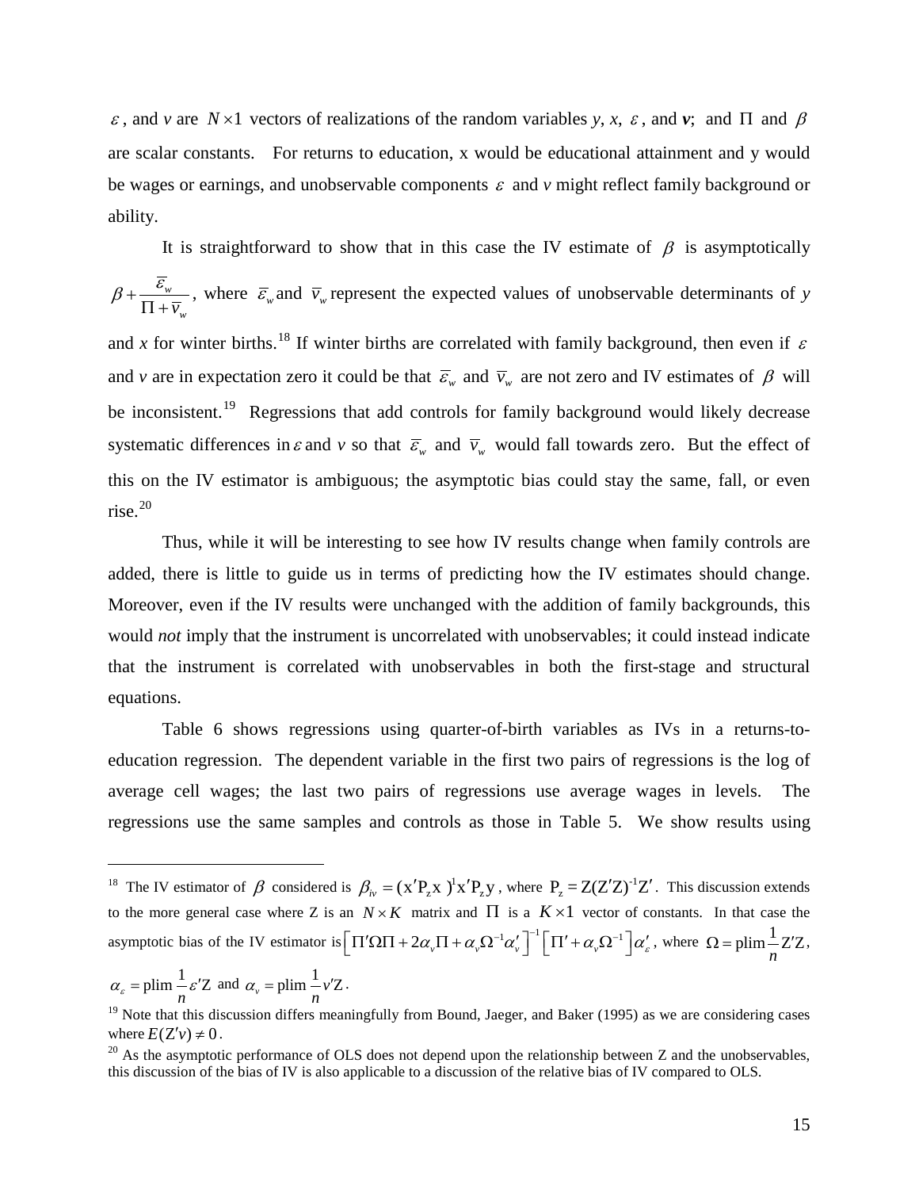$\varepsilon$, and $v$ are $N \times 1$ vectors of realizations of the random variables $y$, $x$, $\varepsilon$, and $\boldsymbol{v}$; and $\Pi$ and $\beta$ are scalar constants. For returns to education, x would be educational attainment and y would be wages or earnings, and unobservable components $\varepsilon$ and $v$ might reflect family background or ability.

It is straightforward to show that in this case the IV estimate of $\beta$ is asymptotically $\beta + \frac{\overline{\varepsilon}_w}{\Pi + \overline{v}_w}$, where $\overline{\varepsilon}_w$ and $\overline{v}_w$ represent the expected values of unobservable determinants of $y$ and $x$ for winter births.[18] If winter births are correlated with family background, then even if $\varepsilon$ and $v$ are in expectation zero it could be that $\overline{\varepsilon}_w$ and $\overline{v}_w$ are not zero and IV estimates of $\beta$ will be inconsistent.[19] Regressions that add controls for family background would likely decrease systematic differences in $\varepsilon$ and $v$ so that $\overline{\varepsilon}_w$ and $\overline{v}_w$ would fall towards zero. But the effect of this on the IV estimator is ambiguous; the asymptotic bias could stay the same, fall, or even rise.[20]

Thus, while it will be interesting to see how IV results change when family controls are added, there is little to guide us in terms of predicting how the IV estimates should change. Moreover, even if the IV results were unchanged with the addition of family backgrounds, this would *not* imply that the instrument is uncorrelated with unobservables; it could instead indicate that the instrument is correlated with unobservables in both the first-stage and structural equations.

Table 6 shows regressions using quarter-of-birth variables as IVs in a returns-to-education regression. The dependent variable in the first two pairs of regressions is the log of average cell wages; the last two pairs of regressions use average wages in levels. The regressions use the same samples and controls as those in Table 5. We show results using

---

[18] The IV estimator of $\beta$ considered is $\beta_{iv} = (\mathrm{x}'\mathrm{P}_z\mathrm{x})^{-1}\mathrm{x}'\mathrm{P}_z\mathrm{y}$, where $\mathrm{P}_z = \mathrm{Z}(\mathrm{Z}'\mathrm{Z})^{-1}\mathrm{Z}'$. This discussion extends to the more general case where Z is an $N \times K$ matrix and $\Pi$ is a $K \times 1$ vector of constants. In that case the asymptotic bias of the IV estimator is $\left[\Pi'\Omega\Pi + 2\alpha_v\Pi + \alpha_v\Omega^{-1}\alpha_v'\right]^{-1}\left[\Pi' + \alpha_v\Omega^{-1}\right]\alpha_\varepsilon'$, where $\Omega = \operatorname{plim}\frac{1}{n}\mathrm{Z}'\mathrm{Z}$, $\alpha_\varepsilon = \operatorname{plim}\frac{1}{n}\varepsilon'\mathrm{Z}$ and $\alpha_v = \operatorname{plim}\frac{1}{n}v'\mathrm{Z}$.

[19] Note that this discussion differs meaningfully from Bound, Jaeger, and Baker (1995) as we are considering cases where $E(\mathrm{Z}'v) \neq 0$.

[20] As the asymptotic performance of OLS does not depend upon the relationship between Z and the unobservables, this discussion of the bias of IV is also applicable to a discussion of the relative bias of IV compared to OLS.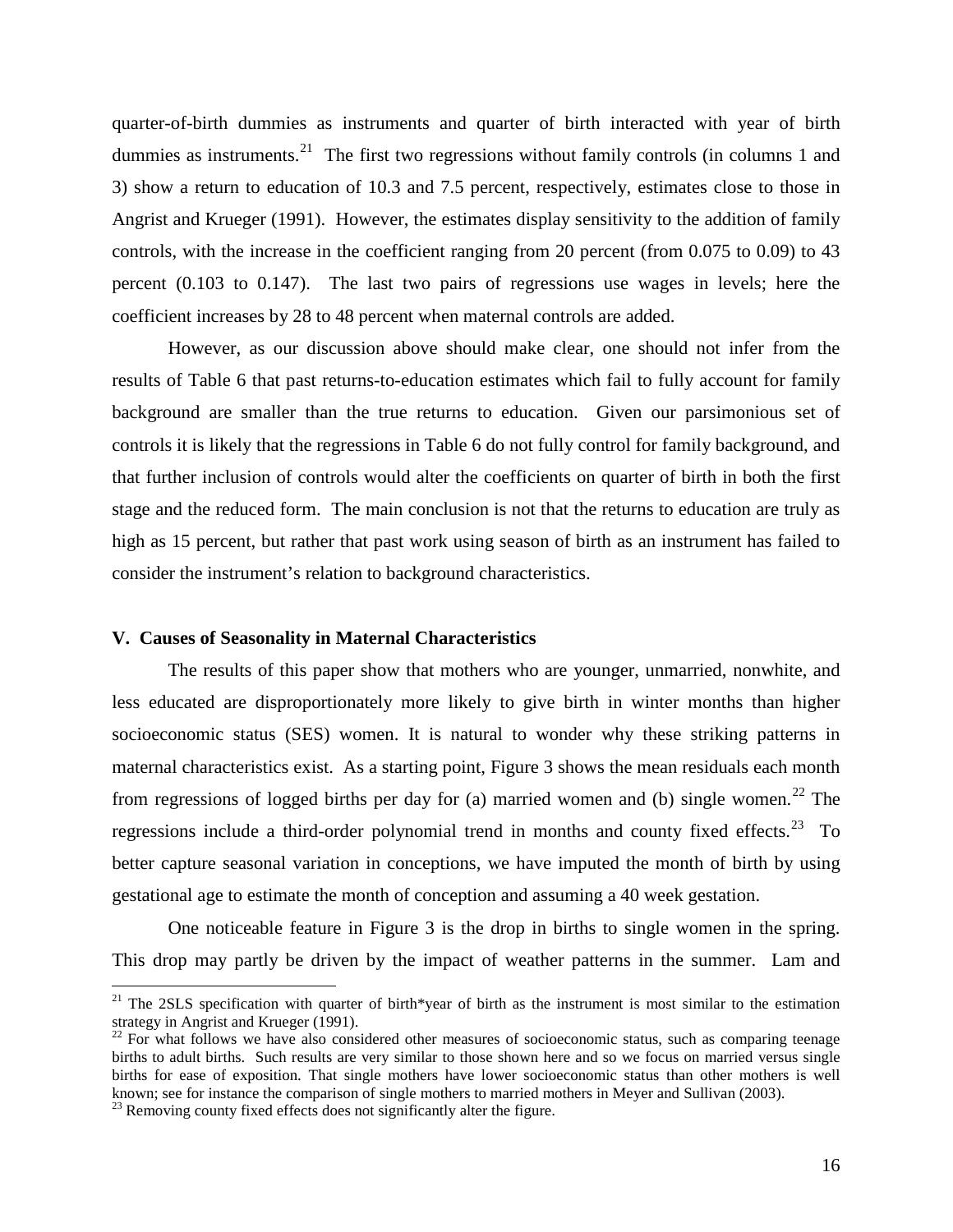quarter-of-birth dummies as instruments and quarter of birth interacted with year of birth dummies as instruments.[21] The first two regressions without family controls (in columns 1 and 3) show a return to education of 10.3 and 7.5 percent, respectively, estimates close to those in Angrist and Krueger (1991). However, the estimates display sensitivity to the addition of family controls, with the increase in the coefficient ranging from 20 percent (from 0.075 to 0.09) to 43 percent (0.103 to 0.147). The last two pairs of regressions use wages in levels; here the coefficient increases by 28 to 48 percent when maternal controls are added.

However, as our discussion above should make clear, one should not infer from the results of Table 6 that past returns-to-education estimates which fail to fully account for family background are smaller than the true returns to education. Given our parsimonious set of controls it is likely that the regressions in Table 6 do not fully control for family background, and that further inclusion of controls would alter the coefficients on quarter of birth in both the first stage and the reduced form. The main conclusion is not that the returns to education are truly as high as 15 percent, but rather that past work using season of birth as an instrument has failed to consider the instrument's relation to background characteristics.

## V. Causes of Seasonality in Maternal Characteristics

The results of this paper show that mothers who are younger, unmarried, nonwhite, and less educated are disproportionately more likely to give birth in winter months than higher socioeconomic status (SES) women. It is natural to wonder why these striking patterns in maternal characteristics exist. As a starting point, Figure 3 shows the mean residuals each month from regressions of logged births per day for (a) married women and (b) single women.[22] The regressions include a third-order polynomial trend in months and county fixed effects.[23] To better capture seasonal variation in conceptions, we have imputed the month of birth by using gestational age to estimate the month of conception and assuming a 40 week gestation.

One noticeable feature in Figure 3 is the drop in births to single women in the spring. This drop may partly be driven by the impact of weather patterns in the summer. Lam and

[21] The 2SLS specification with quarter of birth*year of birth as the instrument is most similar to the estimation strategy in Angrist and Krueger (1991).

[22] For what follows we have also considered other measures of socioeconomic status, such as comparing teenage births to adult births. Such results are very similar to those shown here and so we focus on married versus single births for ease of exposition. That single mothers have lower socioeconomic status than other mothers is well known; see for instance the comparison of single mothers to married mothers in Meyer and Sullivan (2003).

[23] Removing county fixed effects does not significantly alter the figure.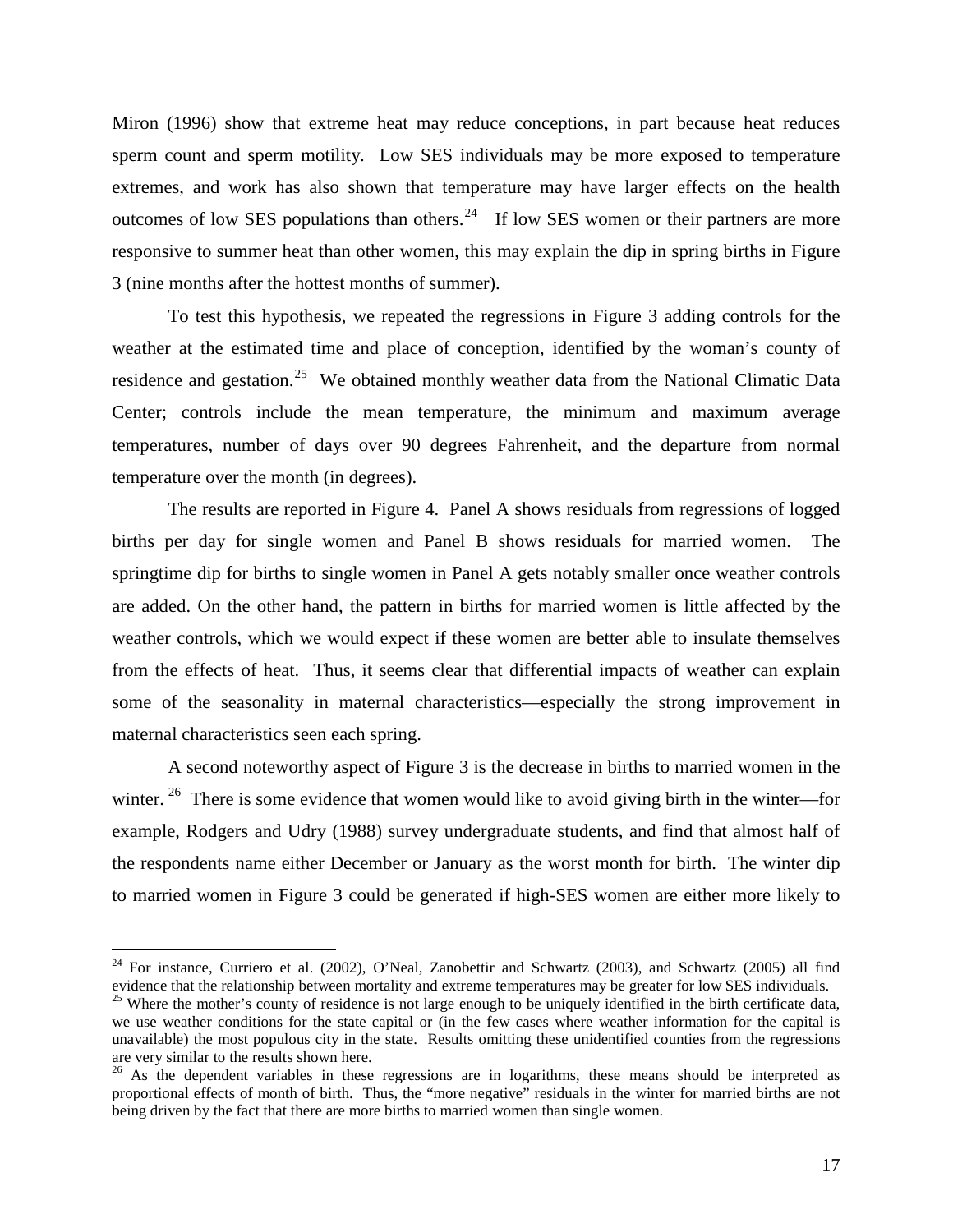Miron (1996) show that extreme heat may reduce conceptions, in part because heat reduces sperm count and sperm motility. Low SES individuals may be more exposed to temperature extremes, and work has also shown that temperature may have larger effects on the health outcomes of low SES populations than others.[24] If low SES women or their partners are more responsive to summer heat than other women, this may explain the dip in spring births in Figure 3 (nine months after the hottest months of summer).

To test this hypothesis, we repeated the regressions in Figure 3 adding controls for the weather at the estimated time and place of conception, identified by the woman's county of residence and gestation.[25] We obtained monthly weather data from the National Climatic Data Center; controls include the mean temperature, the minimum and maximum average temperatures, number of days over 90 degrees Fahrenheit, and the departure from normal temperature over the month (in degrees).

The results are reported in Figure 4. Panel A shows residuals from regressions of logged births per day for single women and Panel B shows residuals for married women. The springtime dip for births to single women in Panel A gets notably smaller once weather controls are added. On the other hand, the pattern in births for married women is little affected by the weather controls, which we would expect if these women are better able to insulate themselves from the effects of heat. Thus, it seems clear that differential impacts of weather can explain some of the seasonality in maternal characteristics—especially the strong improvement in maternal characteristics seen each spring.

A second noteworthy aspect of Figure 3 is the decrease in births to married women in the winter.[26] There is some evidence that women would like to avoid giving birth in the winter—for example, Rodgers and Udry (1988) survey undergraduate students, and find that almost half of the respondents name either December or January as the worst month for birth. The winter dip to married women in Figure 3 could be generated if high-SES women are either more likely to

---

[24] For instance, Curriero et al. (2002), O'Neal, Zanobettir and Schwartz (2003), and Schwartz (2005) all find evidence that the relationship between mortality and extreme temperatures may be greater for low SES individuals.

[25] Where the mother's county of residence is not large enough to be uniquely identified in the birth certificate data, we use weather conditions for the state capital or (in the few cases where weather information for the capital is unavailable) the most populous city in the state. Results omitting these unidentified counties from the regressions are very similar to the results shown here.

[26] As the dependent variables in these regressions are in logarithms, these means should be interpreted as proportional effects of month of birth. Thus, the "more negative" residuals in the winter for married births are not being driven by the fact that there are more births to married women than single women.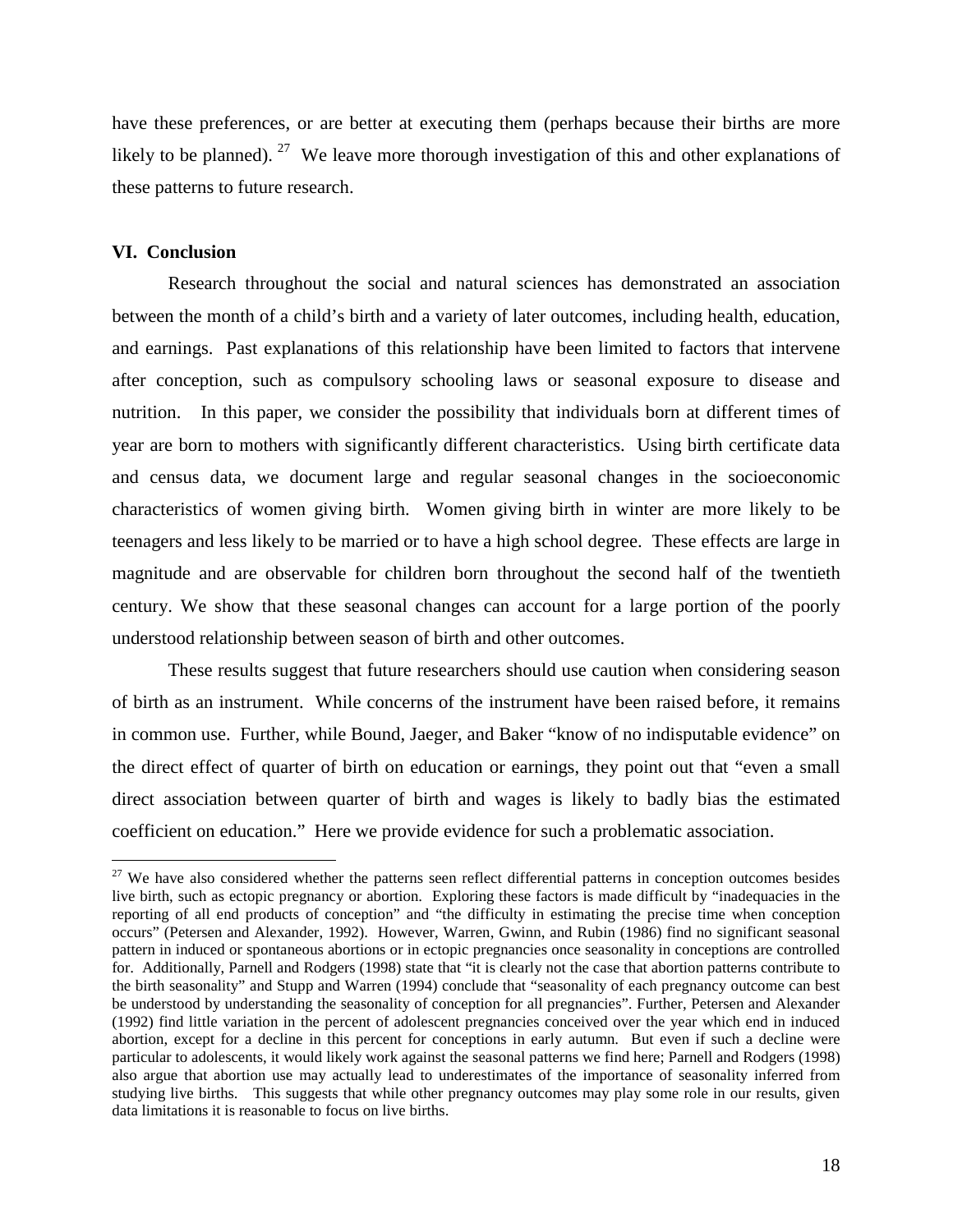have these preferences, or are better at executing them (perhaps because their births are more likely to be planned). [27] We leave more thorough investigation of this and other explanations of these patterns to future research.

## VI. Conclusion

Research throughout the social and natural sciences has demonstrated an association between the month of a child's birth and a variety of later outcomes, including health, education, and earnings. Past explanations of this relationship have been limited to factors that intervene after conception, such as compulsory schooling laws or seasonal exposure to disease and nutrition. In this paper, we consider the possibility that individuals born at different times of year are born to mothers with significantly different characteristics. Using birth certificate data and census data, we document large and regular seasonal changes in the socioeconomic characteristics of women giving birth. Women giving birth in winter are more likely to be teenagers and less likely to be married or to have a high school degree. These effects are large in magnitude and are observable for children born throughout the second half of the twentieth century. We show that these seasonal changes can account for a large portion of the poorly understood relationship between season of birth and other outcomes.

These results suggest that future researchers should use caution when considering season of birth as an instrument. While concerns of the instrument have been raised before, it remains in common use. Further, while Bound, Jaeger, and Baker "know of no indisputable evidence" on the direct effect of quarter of birth on education or earnings, they point out that "even a small direct association between quarter of birth and wages is likely to badly bias the estimated coefficient on education." Here we provide evidence for such a problematic association.

---

[27] We have also considered whether the patterns seen reflect differential patterns in conception outcomes besides live birth, such as ectopic pregnancy or abortion. Exploring these factors is made difficult by "inadequacies in the reporting of all end products of conception" and "the difficulty in estimating the precise time when conception occurs" (Petersen and Alexander, 1992). However, Warren, Gwinn, and Rubin (1986) find no significant seasonal pattern in induced or spontaneous abortions or in ectopic pregnancies once seasonality in conceptions are controlled for. Additionally, Parnell and Rodgers (1998) state that "it is clearly not the case that abortion patterns contribute to the birth seasonality" and Stupp and Warren (1994) conclude that "seasonality of each pregnancy outcome can best be understood by understanding the seasonality of conception for all pregnancies". Further, Petersen and Alexander (1992) find little variation in the percent of adolescent pregnancies conceived over the year which end in induced abortion, except for a decline in this percent for conceptions in early autumn. But even if such a decline were particular to adolescents, it would likely work against the seasonal patterns we find here; Parnell and Rodgers (1998) also argue that abortion use may actually lead to underestimates of the importance of seasonality inferred from studying live births. This suggests that while other pregnancy outcomes may play some role in our results, given data limitations it is reasonable to focus on live births.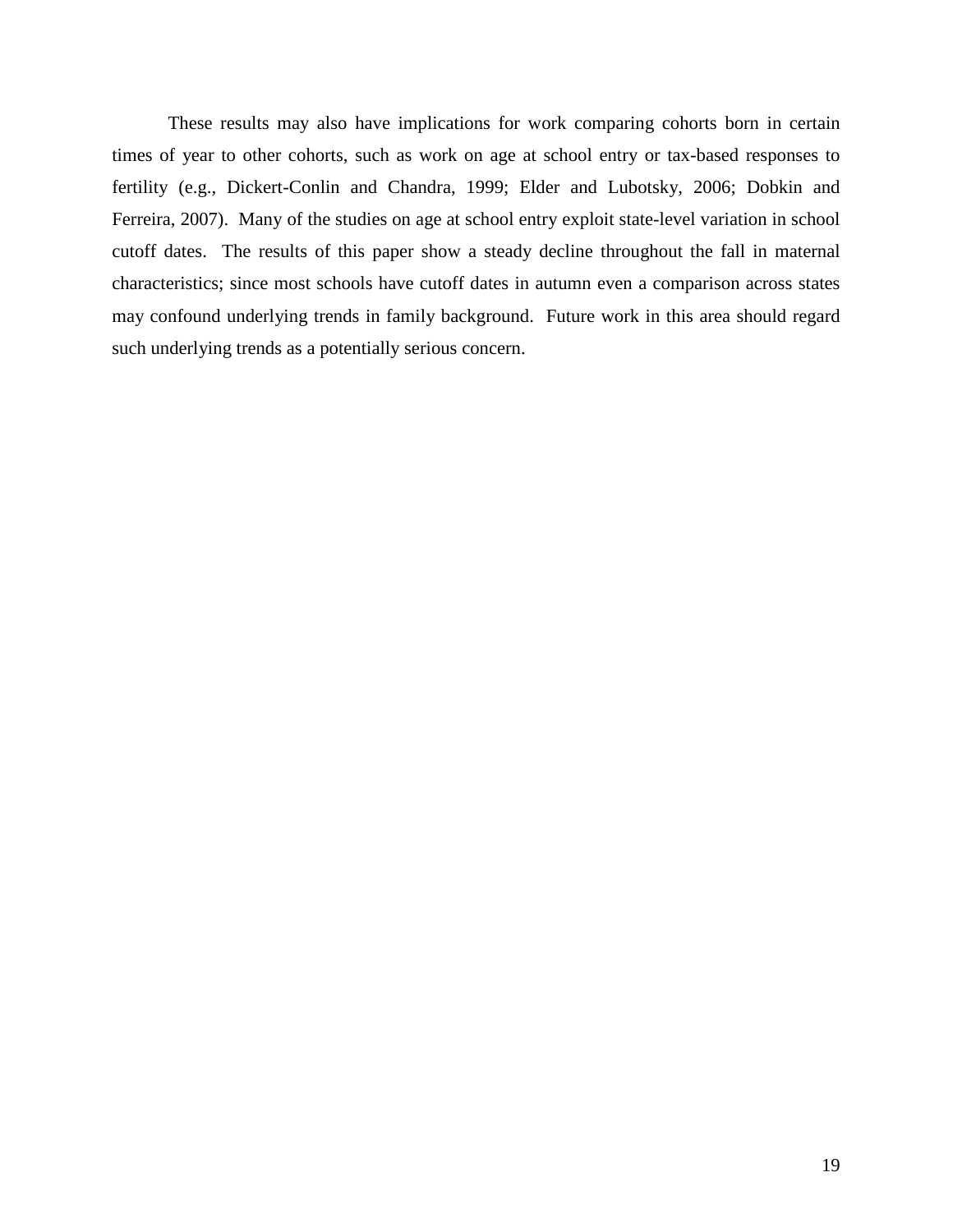These results may also have implications for work comparing cohorts born in certain times of year to other cohorts, such as work on age at school entry or tax-based responses to fertility (e.g., Dickert-Conlin and Chandra, 1999; Elder and Lubotsky, 2006; Dobkin and Ferreira, 2007). Many of the studies on age at school entry exploit state-level variation in school cutoff dates. The results of this paper show a steady decline throughout the fall in maternal characteristics; since most schools have cutoff dates in autumn even a comparison across states may confound underlying trends in family background. Future work in this area should regard such underlying trends as a potentially serious concern.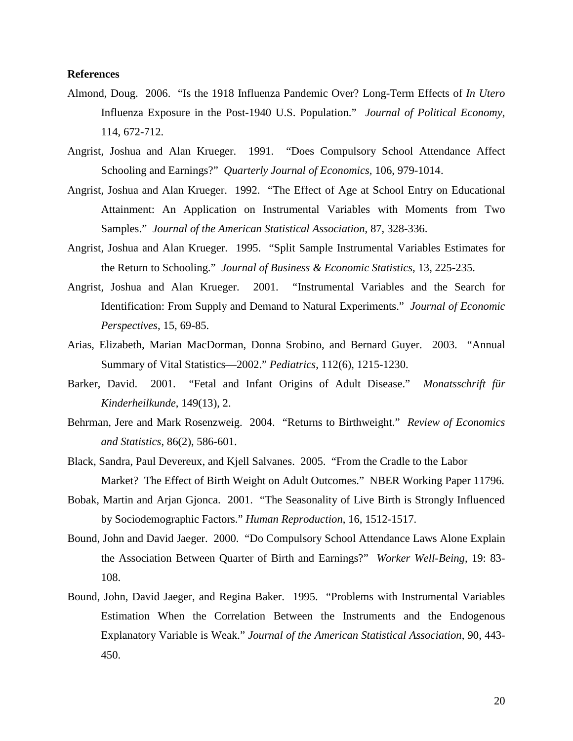**References**

Almond, Doug. 2006. "Is the 1918 Influenza Pandemic Over? Long-Term Effects of *In Utero* Influenza Exposure in the Post-1940 U.S. Population." *Journal of Political Economy*, 114, 672-712.

Angrist, Joshua and Alan Krueger. 1991. "Does Compulsory School Attendance Affect Schooling and Earnings?" *Quarterly Journal of Economics*, 106, 979-1014.

Angrist, Joshua and Alan Krueger. 1992. "The Effect of Age at School Entry on Educational Attainment: An Application on Instrumental Variables with Moments from Two Samples." *Journal of the American Statistical Association*, 87, 328-336.

Angrist, Joshua and Alan Krueger. 1995. "Split Sample Instrumental Variables Estimates for the Return to Schooling." *Journal of Business & Economic Statistics*, 13, 225-235.

Angrist, Joshua and Alan Krueger. 2001. "Instrumental Variables and the Search for Identification: From Supply and Demand to Natural Experiments." *Journal of Economic Perspectives*, 15, 69-85.

Arias, Elizabeth, Marian MacDorman, Donna Srobino, and Bernard Guyer. 2003. "Annual Summary of Vital Statistics—2002." *Pediatrics*, 112(6), 1215-1230.

Barker, David. 2001. "Fetal and Infant Origins of Adult Disease." *Monatsschrift für Kinderheilkunde*, 149(13), 2.

Behrman, Jere and Mark Rosenzweig. 2004. "Returns to Birthweight." *Review of Economics and Statistics*, 86(2), 586-601.

Black, Sandra, Paul Devereux, and Kjell Salvanes. 2005. "From the Cradle to the Labor Market? The Effect of Birth Weight on Adult Outcomes." NBER Working Paper 11796.

Bobak, Martin and Arjan Gjonca. 2001. "The Seasonality of Live Birth is Strongly Influenced by Sociodemographic Factors." *Human Reproduction*, 16, 1512-1517.

Bound, John and David Jaeger. 2000. "Do Compulsory School Attendance Laws Alone Explain the Association Between Quarter of Birth and Earnings?" *Worker Well-Being*, 19: 83-108.

Bound, John, David Jaeger, and Regina Baker. 1995. "Problems with Instrumental Variables Estimation When the Correlation Between the Instruments and the Endogenous Explanatory Variable is Weak." *Journal of the American Statistical Association*, 90, 443-450.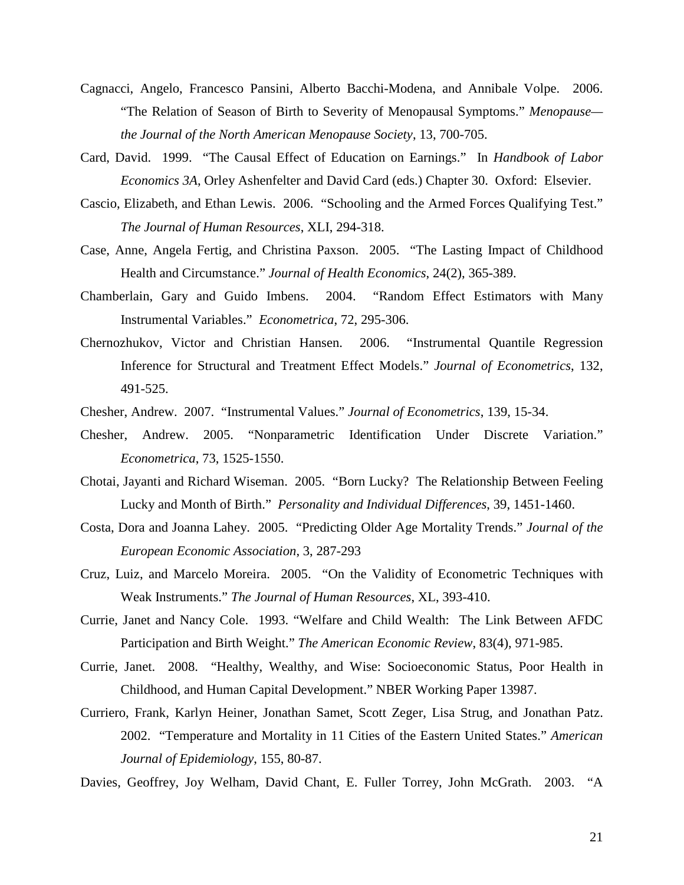Cagnacci, Angelo, Francesco Pansini, Alberto Bacchi-Modena, and Annibale Volpe. 2006. "The Relation of Season of Birth to Severity of Menopausal Symptoms." *Menopause—the Journal of the North American Menopause Society*, 13, 700-705.

Card, David. 1999. "The Causal Effect of Education on Earnings." In *Handbook of Labor Economics 3A*, Orley Ashenfelter and David Card (eds.) Chapter 30. Oxford: Elsevier.

Cascio, Elizabeth, and Ethan Lewis. 2006. "Schooling and the Armed Forces Qualifying Test." *The Journal of Human Resources*, XLI, 294-318.

Case, Anne, Angela Fertig, and Christina Paxson. 2005. "The Lasting Impact of Childhood Health and Circumstance." *Journal of Health Economics*, 24(2), 365-389.

Chamberlain, Gary and Guido Imbens. 2004. "Random Effect Estimators with Many Instrumental Variables." *Econometrica*, 72, 295-306.

Chernozhukov, Victor and Christian Hansen. 2006. "Instrumental Quantile Regression Inference for Structural and Treatment Effect Models." *Journal of Econometrics*, 132, 491-525.

Chesher, Andrew. 2007. "Instrumental Values." *Journal of Econometrics*, 139, 15-34.

Chesher, Andrew. 2005. "Nonparametric Identification Under Discrete Variation." *Econometrica*, 73, 1525-1550.

Chotai, Jayanti and Richard Wiseman. 2005. "Born Lucky? The Relationship Between Feeling Lucky and Month of Birth." *Personality and Individual Differences*, 39, 1451-1460.

Costa, Dora and Joanna Lahey. 2005. "Predicting Older Age Mortality Trends." *Journal of the European Economic Association*, 3, 287-293

Cruz, Luiz, and Marcelo Moreira. 2005. "On the Validity of Econometric Techniques with Weak Instruments." *The Journal of Human Resources*, XL, 393-410.

Currie, Janet and Nancy Cole. 1993. "Welfare and Child Wealth: The Link Between AFDC Participation and Birth Weight." *The American Economic Review*, 83(4), 971-985.

Currie, Janet. 2008. "Healthy, Wealthy, and Wise: Socioeconomic Status, Poor Health in Childhood, and Human Capital Development." NBER Working Paper 13987.

Curriero, Frank, Karlyn Heiner, Jonathan Samet, Scott Zeger, Lisa Strug, and Jonathan Patz. 2002. "Temperature and Mortality in 11 Cities of the Eastern United States." *American Journal of Epidemiology*, 155, 80-87.

Davies, Geoffrey, Joy Welham, David Chant, E. Fuller Torrey, John McGrath. 2003. "A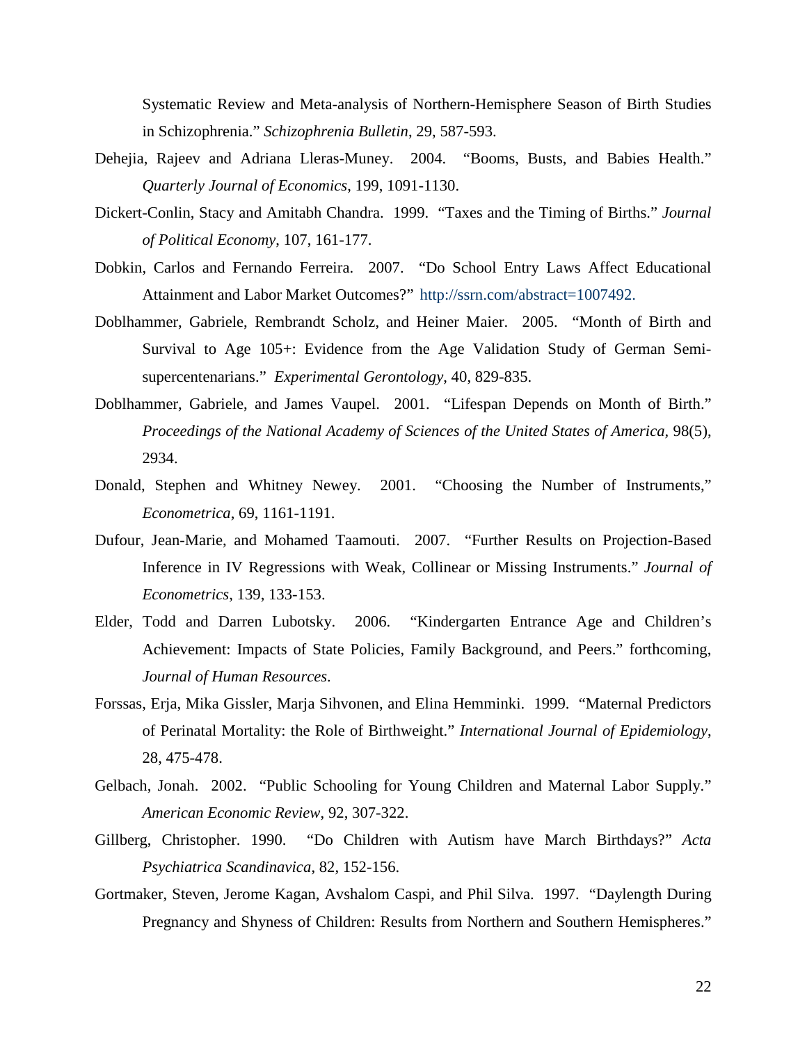Systematic Review and Meta-analysis of Northern-Hemisphere Season of Birth Studies in Schizophrenia." *Schizophrenia Bulletin*, 29, 587-593.

Dehejia, Rajeev and Adriana Lleras-Muney. 2004. "Booms, Busts, and Babies Health." *Quarterly Journal of Economics*, 199, 1091-1130.

Dickert-Conlin, Stacy and Amitabh Chandra. 1999. "Taxes and the Timing of Births." *Journal of Political Economy*, 107, 161-177.

Dobkin, Carlos and Fernando Ferreira. 2007. "Do School Entry Laws Affect Educational Attainment and Labor Market Outcomes?" http://ssrn.com/abstract=1007492.

Doblhammer, Gabriele, Rembrandt Scholz, and Heiner Maier. 2005. "Month of Birth and Survival to Age 105+: Evidence from the Age Validation Study of German Semi-supercentenarians." *Experimental Gerontology*, 40, 829-835.

Doblhammer, Gabriele, and James Vaupel. 2001. "Lifespan Depends on Month of Birth." *Proceedings of the National Academy of Sciences of the United States of America*, 98(5), 2934.

Donald, Stephen and Whitney Newey. 2001. "Choosing the Number of Instruments," *Econometrica*, 69, 1161-1191.

Dufour, Jean-Marie, and Mohamed Taamouti. 2007. "Further Results on Projection-Based Inference in IV Regressions with Weak, Collinear or Missing Instruments." *Journal of Econometrics*, 139, 133-153.

Elder, Todd and Darren Lubotsky. 2006. "Kindergarten Entrance Age and Children's Achievement: Impacts of State Policies, Family Background, and Peers." forthcoming, *Journal of Human Resources*.

Forssas, Erja, Mika Gissler, Marja Sihvonen, and Elina Hemminki. 1999. "Maternal Predictors of Perinatal Mortality: the Role of Birthweight." *International Journal of Epidemiology*, 28, 475-478.

Gelbach, Jonah. 2002. "Public Schooling for Young Children and Maternal Labor Supply." *American Economic Review*, 92, 307-322.

Gillberg, Christopher. 1990. "Do Children with Autism have March Birthdays?" *Acta Psychiatrica Scandinavica*, 82, 152-156.

Gortmaker, Steven, Jerome Kagan, Avshalom Caspi, and Phil Silva. 1997. "Daylength During Pregnancy and Shyness of Children: Results from Northern and Southern Hemispheres."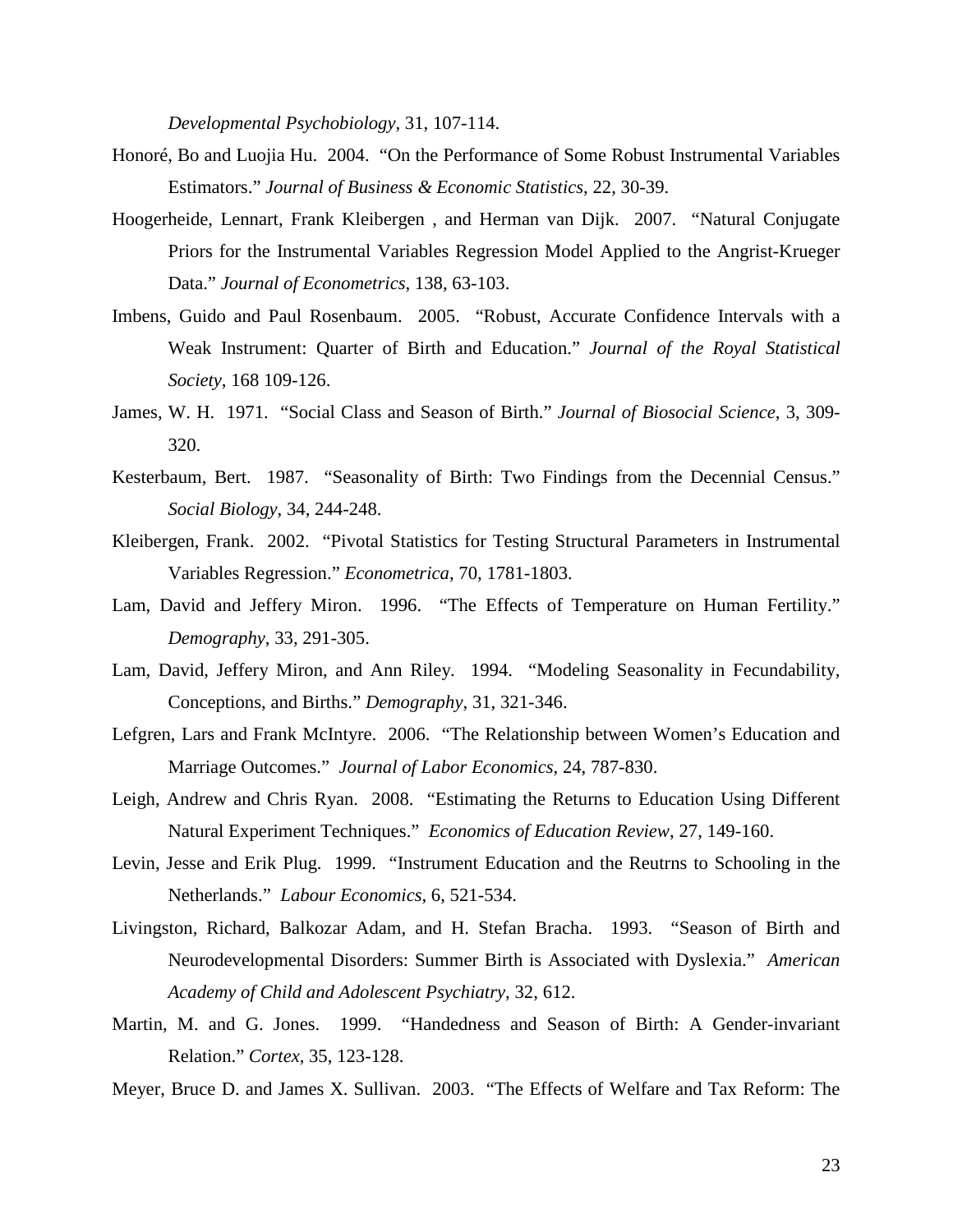*Developmental Psychobiology*, 31, 107-114.

Honoré, Bo and Luojia Hu. 2004. "On the Performance of Some Robust Instrumental Variables Estimators." *Journal of Business & Economic Statistics*, 22, 30-39.

Hoogerheide, Lennart, Frank Kleibergen , and Herman van Dijk. 2007. "Natural Conjugate Priors for the Instrumental Variables Regression Model Applied to the Angrist-Krueger Data." *Journal of Econometrics*, 138, 63-103.

Imbens, Guido and Paul Rosenbaum. 2005. "Robust, Accurate Confidence Intervals with a Weak Instrument: Quarter of Birth and Education." *Journal of the Royal Statistical Society*, 168 109-126.

James, W. H. 1971. "Social Class and Season of Birth." *Journal of Biosocial Science*, 3, 309-320.

Kesterbaum, Bert. 1987. "Seasonality of Birth: Two Findings from the Decennial Census." *Social Biology*, 34, 244-248.

Kleibergen, Frank. 2002. "Pivotal Statistics for Testing Structural Parameters in Instrumental Variables Regression." *Econometrica*, 70, 1781-1803.

Lam, David and Jeffery Miron. 1996. "The Effects of Temperature on Human Fertility." *Demography*, 33, 291-305.

Lam, David, Jeffery Miron, and Ann Riley. 1994. "Modeling Seasonality in Fecundability, Conceptions, and Births." *Demography*, 31, 321-346.

Lefgren, Lars and Frank McIntyre. 2006. "The Relationship between Women's Education and Marriage Outcomes." *Journal of Labor Economics*, 24, 787-830.

Leigh, Andrew and Chris Ryan. 2008. "Estimating the Returns to Education Using Different Natural Experiment Techniques." *Economics of Education Review*, 27, 149-160.

Levin, Jesse and Erik Plug. 1999. "Instrument Education and the Reutrns to Schooling in the Netherlands." *Labour Economics*, 6, 521-534.

Livingston, Richard, Balkozar Adam, and H. Stefan Bracha. 1993. "Season of Birth and Neurodevelopmental Disorders: Summer Birth is Associated with Dyslexia." *American Academy of Child and Adolescent Psychiatry*, 32, 612.

Martin, M. and G. Jones. 1999. "Handedness and Season of Birth: A Gender-invariant Relation." *Cortex*, 35, 123-128.

Meyer, Bruce D. and James X. Sullivan. 2003. "The Effects of Welfare and Tax Reform: The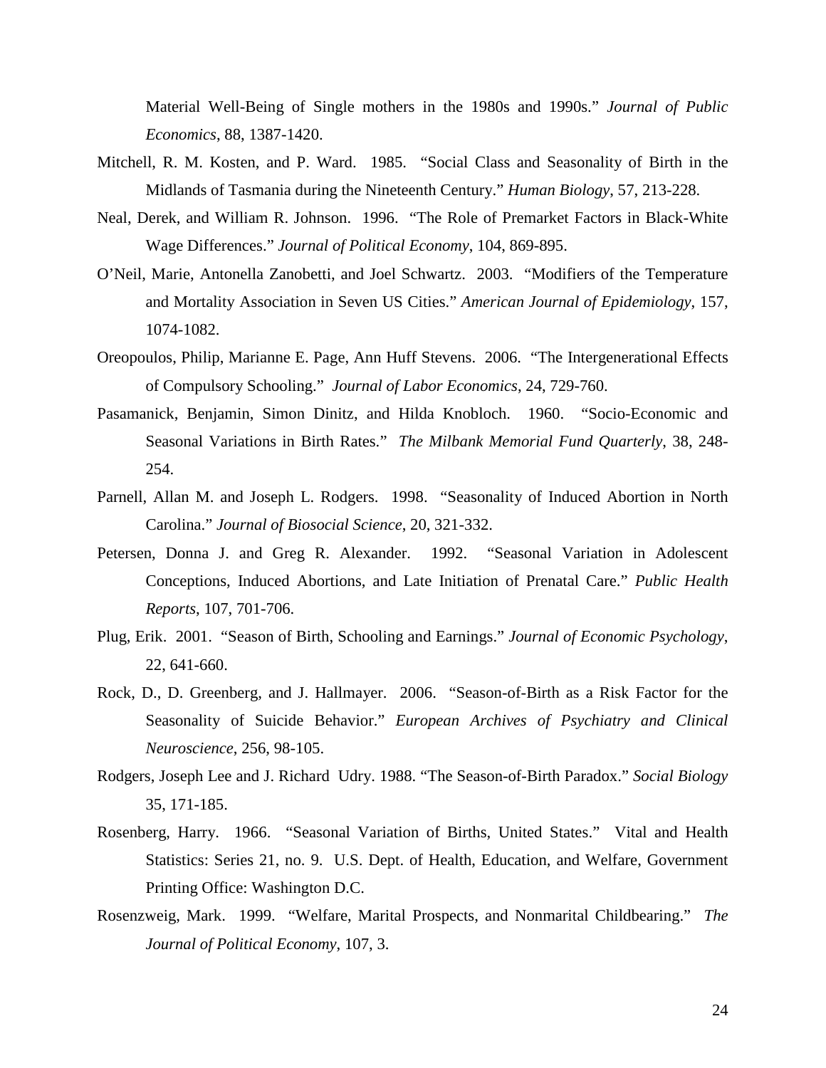Material Well-Being of Single mothers in the 1980s and 1990s." *Journal of Public Economics*, 88, 1387-1420.

Mitchell, R. M. Kosten, and P. Ward. 1985. "Social Class and Seasonality of Birth in the Midlands of Tasmania during the Nineteenth Century." *Human Biology*, 57, 213-228.

Neal, Derek, and William R. Johnson. 1996. "The Role of Premarket Factors in Black-White Wage Differences." *Journal of Political Economy*, 104, 869-895.

O'Neil, Marie, Antonella Zanobetti, and Joel Schwartz. 2003. "Modifiers of the Temperature and Mortality Association in Seven US Cities." *American Journal of Epidemiology*, 157, 1074-1082.

Oreopoulos, Philip, Marianne E. Page, Ann Huff Stevens. 2006. "The Intergenerational Effects of Compulsory Schooling." *Journal of Labor Economics*, 24, 729-760.

Pasamanick, Benjamin, Simon Dinitz, and Hilda Knobloch. 1960. "Socio-Economic and Seasonal Variations in Birth Rates." *The Milbank Memorial Fund Quarterly*, 38, 248-254.

Parnell, Allan M. and Joseph L. Rodgers. 1998. "Seasonality of Induced Abortion in North Carolina." *Journal of Biosocial Science*, 20, 321-332.

Petersen, Donna J. and Greg R. Alexander. 1992. "Seasonal Variation in Adolescent Conceptions, Induced Abortions, and Late Initiation of Prenatal Care." *Public Health Reports*, 107, 701-706.

Plug, Erik. 2001. "Season of Birth, Schooling and Earnings." *Journal of Economic Psychology*, 22, 641-660.

Rock, D., D. Greenberg, and J. Hallmayer. 2006. "Season-of-Birth as a Risk Factor for the Seasonality of Suicide Behavior." *European Archives of Psychiatry and Clinical Neuroscience*, 256, 98-105.

Rodgers, Joseph Lee and J. Richard Udry. 1988. "The Season-of-Birth Paradox." *Social Biology* 35, 171-185.

Rosenberg, Harry. 1966. "Seasonal Variation of Births, United States." Vital and Health Statistics: Series 21, no. 9. U.S. Dept. of Health, Education, and Welfare, Government Printing Office: Washington D.C.

Rosenzweig, Mark. 1999. "Welfare, Marital Prospects, and Nonmarital Childbearing." *The Journal of Political Economy*, 107, 3.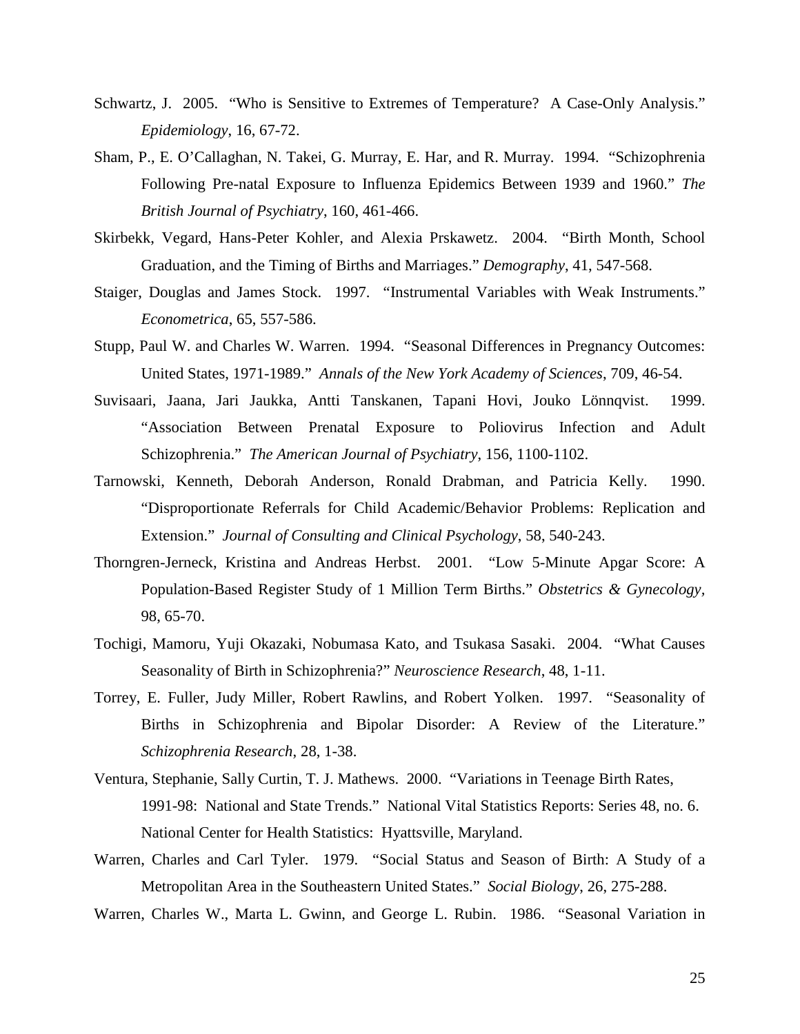Schwartz, J. 2005. "Who is Sensitive to Extremes of Temperature? A Case-Only Analysis." *Epidemiology*, 16, 67-72.

Sham, P., E. O'Callaghan, N. Takei, G. Murray, E. Har, and R. Murray. 1994. "Schizophrenia Following Pre-natal Exposure to Influenza Epidemics Between 1939 and 1960." *The British Journal of Psychiatry*, 160, 461-466.

Skirbekk, Vegard, Hans-Peter Kohler, and Alexia Prskawetz. 2004. "Birth Month, School Graduation, and the Timing of Births and Marriages." *Demography*, 41, 547-568.

Staiger, Douglas and James Stock. 1997. "Instrumental Variables with Weak Instruments." *Econometrica*, 65, 557-586.

Stupp, Paul W. and Charles W. Warren. 1994. "Seasonal Differences in Pregnancy Outcomes: United States, 1971-1989." *Annals of the New York Academy of Sciences*, 709, 46-54.

Suvisaari, Jaana, Jari Jaukka, Antti Tanskanen, Tapani Hovi, Jouko Lönnqvist. 1999. "Association Between Prenatal Exposure to Poliovirus Infection and Adult Schizophrenia." *The American Journal of Psychiatry*, 156, 1100-1102.

Tarnowski, Kenneth, Deborah Anderson, Ronald Drabman, and Patricia Kelly. 1990. "Disproportionate Referrals for Child Academic/Behavior Problems: Replication and Extension." *Journal of Consulting and Clinical Psychology*, 58, 540-243.

Thorngren-Jerneck, Kristina and Andreas Herbst. 2001. "Low 5-Minute Apgar Score: A Population-Based Register Study of 1 Million Term Births." *Obstetrics & Gynecology*, 98, 65-70.

Tochigi, Mamoru, Yuji Okazaki, Nobumasa Kato, and Tsukasa Sasaki. 2004. "What Causes Seasonality of Birth in Schizophrenia?" *Neuroscience Research*, 48, 1-11.

Torrey, E. Fuller, Judy Miller, Robert Rawlins, and Robert Yolken. 1997. "Seasonality of Births in Schizophrenia and Bipolar Disorder: A Review of the Literature." *Schizophrenia Research*, 28, 1-38.

Ventura, Stephanie, Sally Curtin, T. J. Mathews. 2000. "Variations in Teenage Birth Rates, 1991-98: National and State Trends." National Vital Statistics Reports: Series 48, no. 6. National Center for Health Statistics: Hyattsville, Maryland.

Warren, Charles and Carl Tyler. 1979. "Social Status and Season of Birth: A Study of a Metropolitan Area in the Southeastern United States." *Social Biology*, 26, 275-288.

Warren, Charles W., Marta L. Gwinn, and George L. Rubin. 1986. "Seasonal Variation in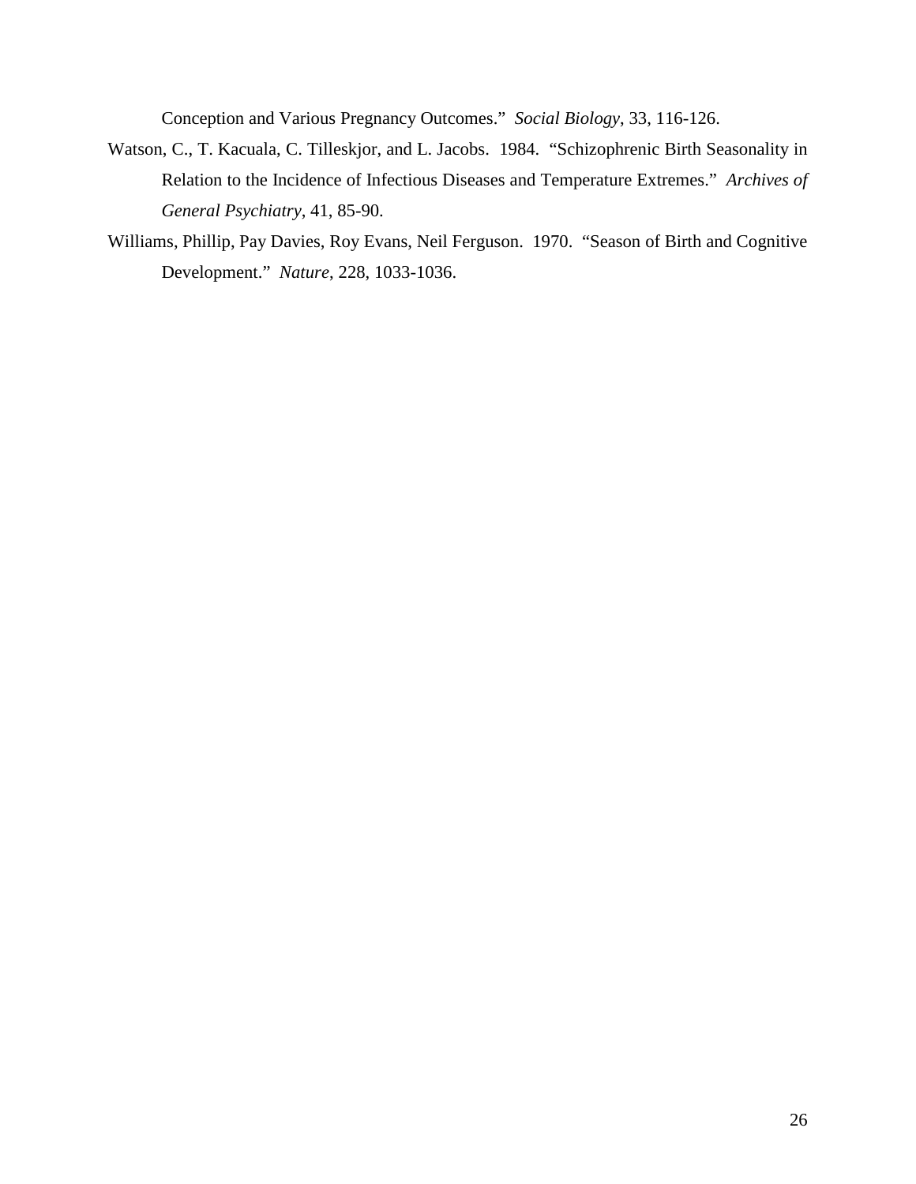Conception and Various Pregnancy Outcomes." *Social Biology*, 33, 116-126.

Watson, C., T. Kacuala, C. Tilleskjor, and L. Jacobs. 1984. "Schizophrenic Birth Seasonality in Relation to the Incidence of Infectious Diseases and Temperature Extremes." *Archives of General Psychiatry*, 41, 85-90.

Williams, Phillip, Pay Davies, Roy Evans, Neil Ferguson. 1970. "Season of Birth and Cognitive Development." *Nature*, 228, 1033-1036.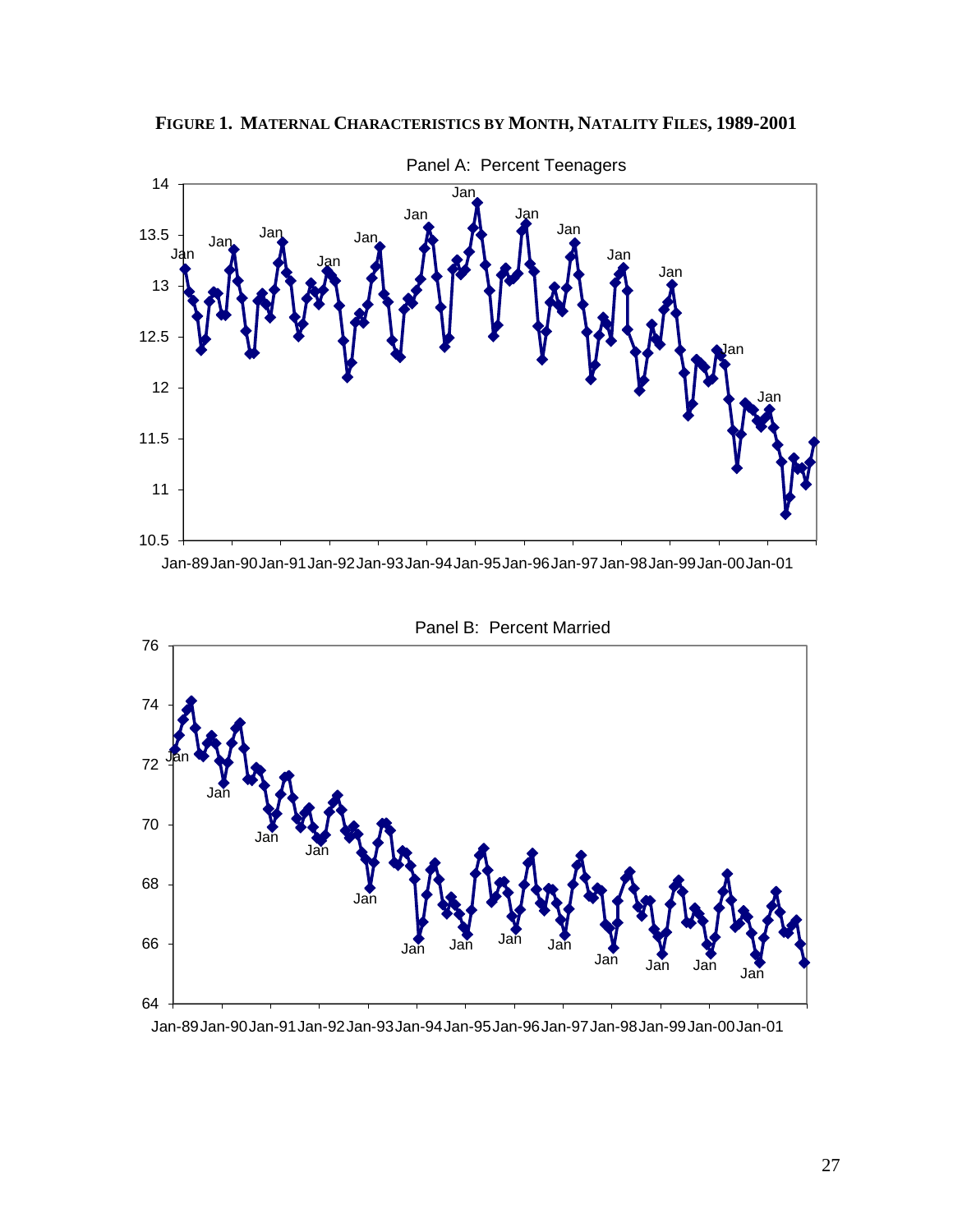**FIGURE 1. MATERNAL CHARACTERISTICS BY MONTH, NATALITY FILES, 1989-2001**

Panel A: Percent Teenagers

Panel B: Percent Married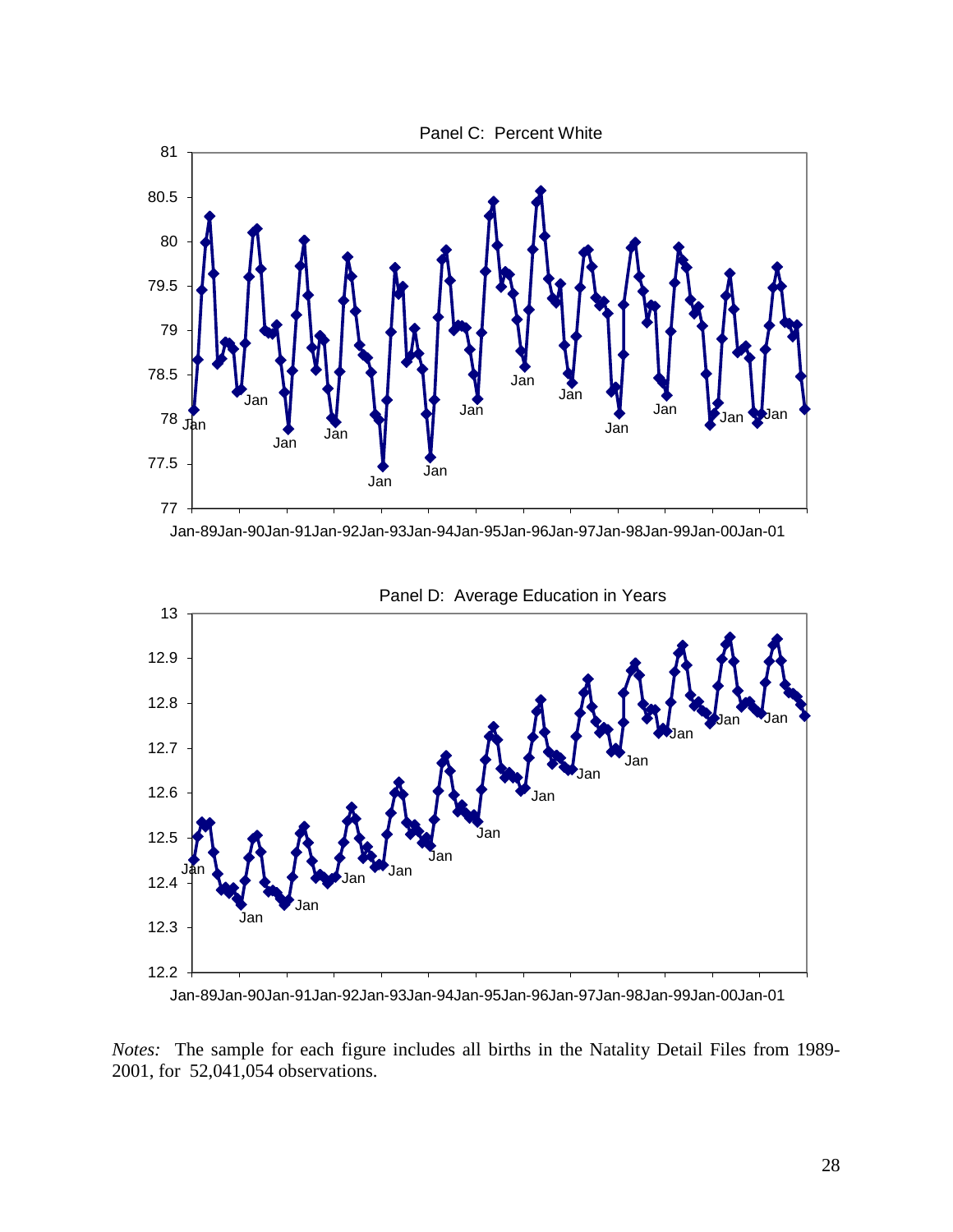Panel C: Percent White

Panel D: Average Education in Years

*Notes:* The sample for each figure includes all births in the Natality Detail Files from 1989-2001, for 52,041,054 observations.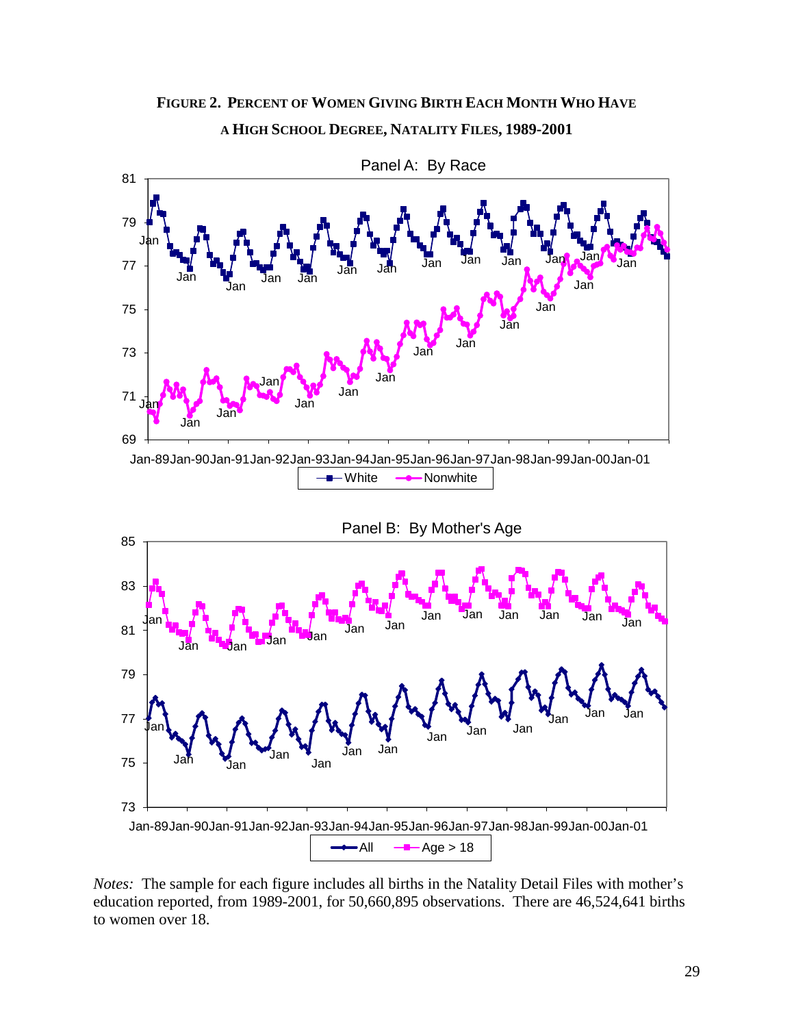**FIGURE 2. PERCENT OF WOMEN GIVING BIRTH EACH MONTH WHO HAVE A HIGH SCHOOL DEGREE, NATALITY FILES, 1989-2001**

*Notes:* The sample for each figure includes all births in the Natality Detail Files with mother's education reported, from 1989-2001, for 50,660,895 observations. There are 46,524,641 births to women over 18.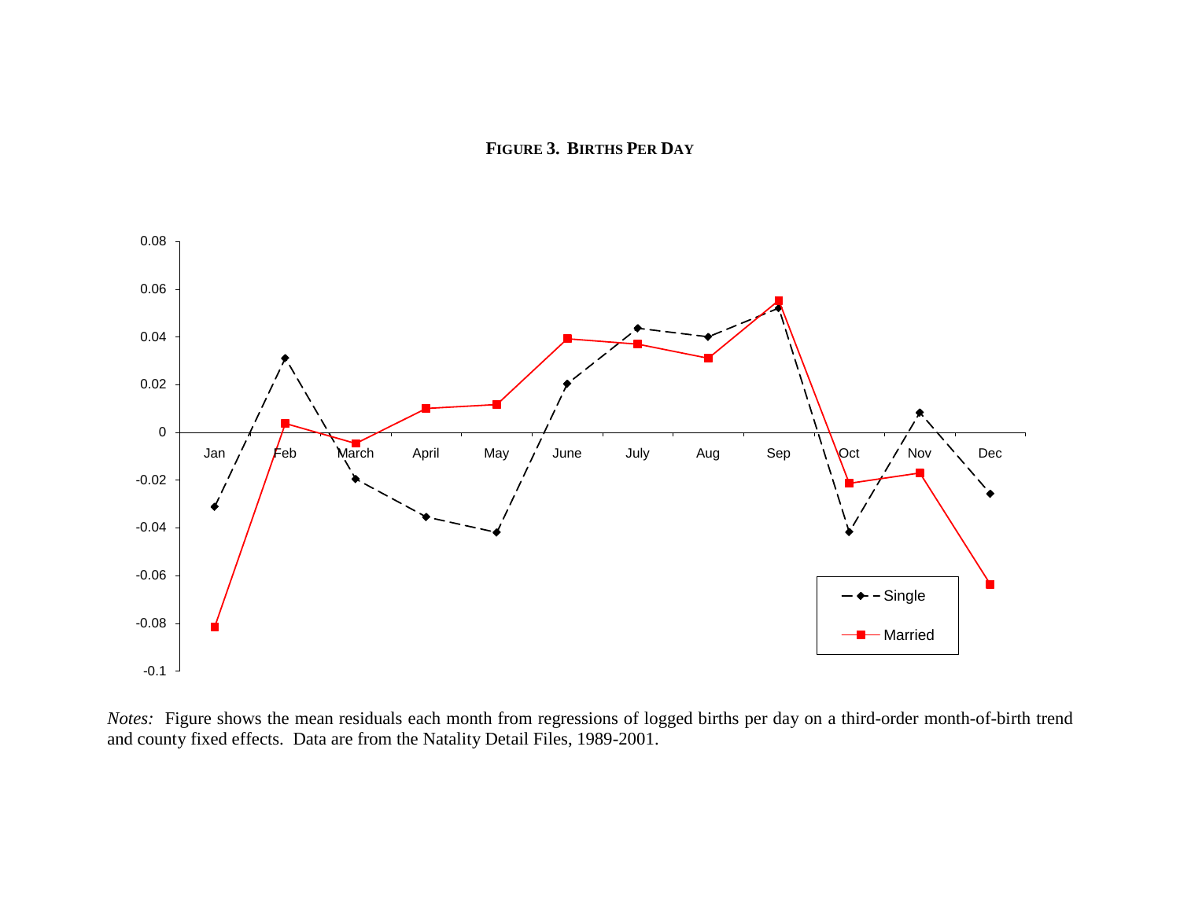**FIGURE 3. BIRTHS PER DAY**

*Notes:* Figure shows the mean residuals each month from regressions of logged births per day on a third-order month-of-birth trend and county fixed effects. Data are from the Natality Detail Files, 1989-2001.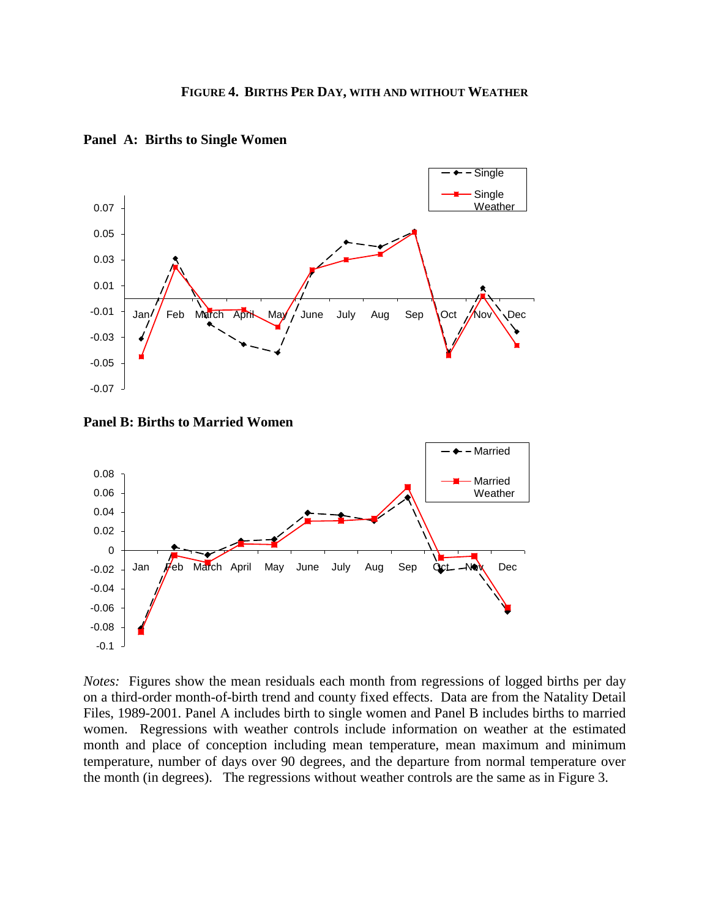**FIGURE 4. BIRTHS PER DAY, WITH AND WITHOUT WEATHER**

**Panel A: Births to Single Women**

**Panel B: Births to Married Women**

*Notes:* Figures show the mean residuals each month from regressions of logged births per day on a third-order month-of-birth trend and county fixed effects. Data are from the Natality Detail Files, 1989-2001. Panel A includes birth to single women and Panel B includes births to married women. Regressions with weather controls include information on weather at the estimated month and place of conception including mean temperature, mean maximum and minimum temperature, number of days over 90 degrees, and the departure from normal temperature over the month (in degrees). The regressions without weather controls are the same as in Figure 3.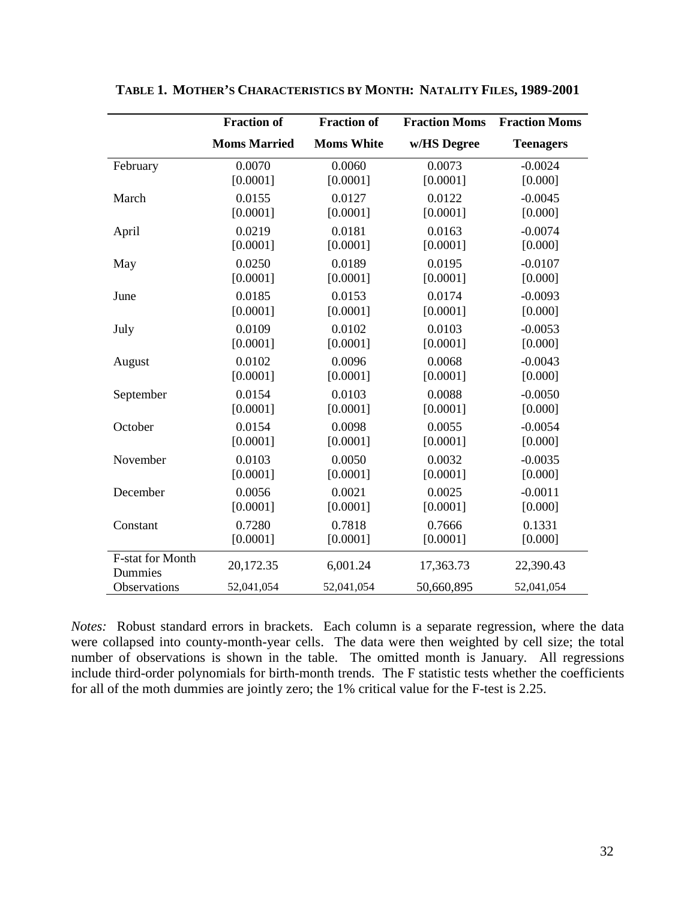**TABLE 1. MOTHER'S CHARACTERISTICS BY MONTH: NATALITY FILES, 1989-2001**

| | Fraction of Moms Married | Fraction of Moms White | Fraction Moms w/HS Degree | Fraction Moms Teenagers |
|---|---|---|---|---|
| February | 0.0070 | 0.0060 | 0.0073 | -0.0024 |
| | [0.0001] | [0.0001] | [0.0001] | [0.000] |
| March | 0.0155 | 0.0127 | 0.0122 | -0.0045 |
| | [0.0001] | [0.0001] | [0.0001] | [0.000] |
| April | 0.0219 | 0.0181 | 0.0163 | -0.0074 |
| | [0.0001] | [0.0001] | [0.0001] | [0.000] |
| May | 0.0250 | 0.0189 | 0.0195 | -0.0107 |
| | [0.0001] | [0.0001] | [0.0001] | [0.000] |
| June | 0.0185 | 0.0153 | 0.0174 | -0.0093 |
| | [0.0001] | [0.0001] | [0.0001] | [0.000] |
| July | 0.0109 | 0.0102 | 0.0103 | -0.0053 |
| | [0.0001] | [0.0001] | [0.0001] | [0.000] |
| August | 0.0102 | 0.0096 | 0.0068 | -0.0043 |
| | [0.0001] | [0.0001] | [0.0001] | [0.000] |
| September | 0.0154 | 0.0103 | 0.0088 | -0.0050 |
| | [0.0001] | [0.0001] | [0.0001] | [0.000] |
| October | 0.0154 | 0.0098 | 0.0055 | -0.0054 |
| | [0.0001] | [0.0001] | [0.0001] | [0.000] |
| November | 0.0103 | 0.0050 | 0.0032 | -0.0035 |
| | [0.0001] | [0.0001] | [0.0001] | [0.000] |
| December | 0.0056 | 0.0021 | 0.0025 | -0.0011 |
| | [0.0001] | [0.0001] | [0.0001] | [0.000] |
| Constant | 0.7280 | 0.7818 | 0.7666 | 0.1331 |
| | [0.0001] | [0.0001] | [0.0001] | [0.000] |
| F-stat for Month Dummies | 20,172.35 | 6,001.24 | 17,363.73 | 22,390.43 |
| Observations | 52,041,054 | 52,041,054 | 50,660,895 | 52,041,054 |

*Notes:* Robust standard errors in brackets. Each column is a separate regression, where the data were collapsed into county-month-year cells. The data were then weighted by cell size; the total number of observations is shown in the table. The omitted month is January. All regressions include third-order polynomials for birth-month trends. The F statistic tests whether the coefficients for all of the moth dummies are jointly zero; the 1% critical value for the F-test is 2.25.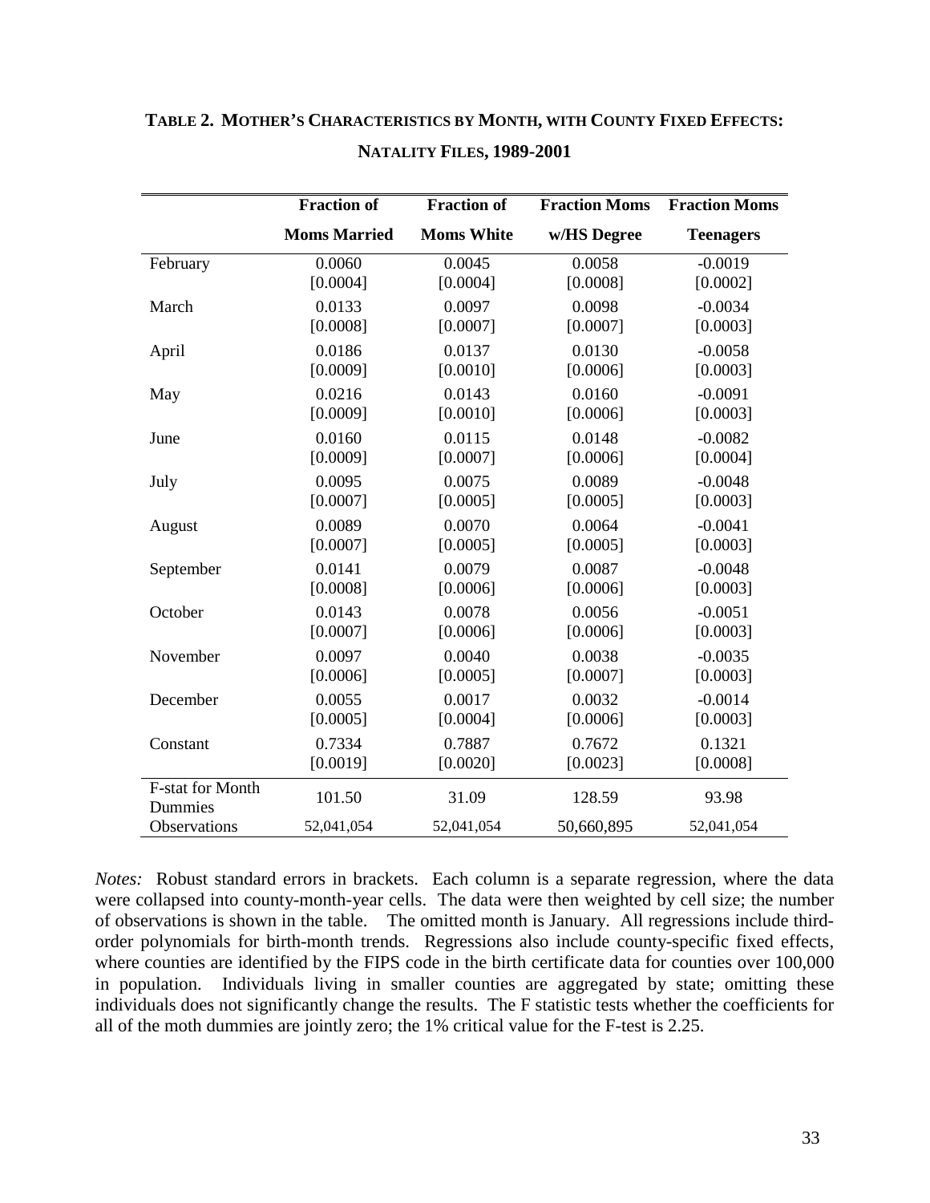**TABLE 2. MOTHER'S CHARACTERISTICS BY MONTH, WITH COUNTY FIXED EFFECTS: NATALITY FILES, 1989-2001**

| | Fraction of Moms Married | Fraction of Moms White | Fraction Moms w/HS Degree | Fraction Moms Teenagers |
|---|---|---|---|---|
| February | 0.0060 | 0.0045 | 0.0058 | -0.0019 |
| | [0.0004] | [0.0004] | [0.0008] | [0.0002] |
| March | 0.0133 | 0.0097 | 0.0098 | -0.0034 |
| | [0.0008] | [0.0007] | [0.0007] | [0.0003] |
| April | 0.0186 | 0.0137 | 0.0130 | -0.0058 |
| | [0.0009] | [0.0010] | [0.0006] | [0.0003] |
| May | 0.0216 | 0.0143 | 0.0160 | -0.0091 |
| | [0.0009] | [0.0010] | [0.0006] | [0.0003] |
| June | 0.0160 | 0.0115 | 0.0148 | -0.0082 |
| | [0.0009] | [0.0007] | [0.0006] | [0.0004] |
| July | 0.0095 | 0.0075 | 0.0089 | -0.0048 |
| | [0.0007] | [0.0005] | [0.0005] | [0.0003] |
| August | 0.0089 | 0.0070 | 0.0064 | -0.0041 |
| | [0.0007] | [0.0005] | [0.0005] | [0.0003] |
| September | 0.0141 | 0.0079 | 0.0087 | -0.0048 |
| | [0.0008] | [0.0006] | [0.0006] | [0.0003] |
| October | 0.0143 | 0.0078 | 0.0056 | -0.0051 |
| | [0.0007] | [0.0006] | [0.0006] | [0.0003] |
| November | 0.0097 | 0.0040 | 0.0038 | -0.0035 |
| | [0.0006] | [0.0005] | [0.0007] | [0.0003] |
| December | 0.0055 | 0.0017 | 0.0032 | -0.0014 |
| | [0.0005] | [0.0004] | [0.0006] | [0.0003] |
| Constant | 0.7334 | 0.7887 | 0.7672 | 0.1321 |
| | [0.0019] | [0.0020] | [0.0023] | [0.0008] |
| F-stat for Month Dummies | 101.50 | 31.09 | 128.59 | 93.98 |
| Observations | 52,041,054 | 52,041,054 | 50,660,895 | 52,041,054 |

*Notes:* Robust standard errors in brackets. Each column is a separate regression, where the data were collapsed into county-month-year cells. The data were then weighted by cell size; the number of observations is shown in the table. The omitted month is January. All regressions include third-order polynomials for birth-month trends. Regressions also include county-specific fixed effects, where counties are identified by the FIPS code in the birth certificate data for counties over 100,000 in population. Individuals living in smaller counties are aggregated by state; omitting these individuals does not significantly change the results. The F statistic tests whether the coefficients for all of the moth dummies are jointly zero; the 1% critical value for the F-test is 2.25.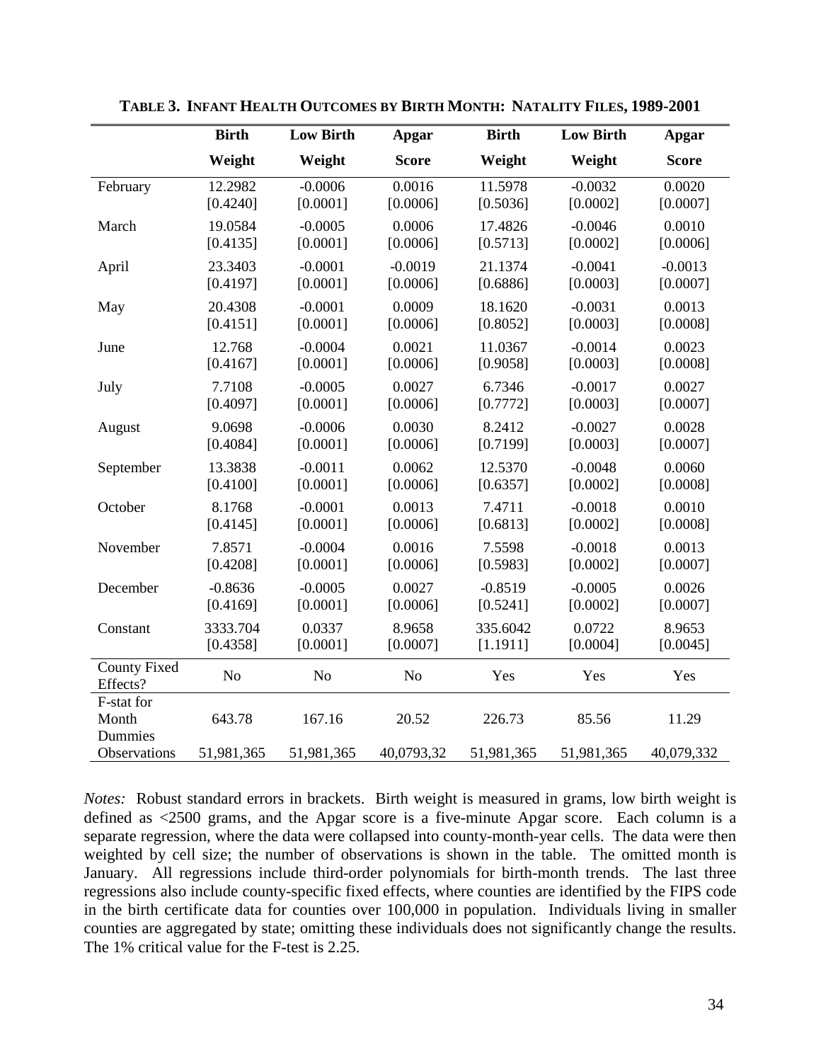**TABLE 3. INFANT HEALTH OUTCOMES BY BIRTH MONTH: NATALITY FILES, 1989-2001**

| | Birth Weight | Low Birth Weight | Apgar Score | Birth Weight | Low Birth Weight | Apgar Score |
|---|---|---|---|---|---|---|
| February | 12.2982 | -0.0006 | 0.0016 | 11.5978 | -0.0032 | 0.0020 |
| | [0.4240] | [0.0001] | [0.0006] | [0.5036] | [0.0002] | [0.0007] |
| March | 19.0584 | -0.0005 | 0.0006 | 17.4826 | -0.0046 | 0.0010 |
| | [0.4135] | [0.0001] | [0.0006] | [0.5713] | [0.0002] | [0.0006] |
| April | 23.3403 | -0.0001 | -0.0019 | 21.1374 | -0.0041 | -0.0013 |
| | [0.4197] | [0.0001] | [0.0006] | [0.6886] | [0.0003] | [0.0007] |
| May | 20.4308 | -0.0001 | 0.0009 | 18.1620 | -0.0031 | 0.0013 |
| | [0.4151] | [0.0001] | [0.0006] | [0.8052] | [0.0003] | [0.0008] |
| June | 12.768 | -0.0004 | 0.0021 | 11.0367 | -0.0014 | 0.0023 |
| | [0.4167] | [0.0001] | [0.0006] | [0.9058] | [0.0003] | [0.0008] |
| July | 7.7108 | -0.0005 | 0.0027 | 6.7346 | -0.0017 | 0.0027 |
| | [0.4097] | [0.0001] | [0.0006] | [0.7772] | [0.0003] | [0.0007] |
| August | 9.0698 | -0.0006 | 0.0030 | 8.2412 | -0.0027 | 0.0028 |
| | [0.4084] | [0.0001] | [0.0006] | [0.7199] | [0.0003] | [0.0007] |
| September | 13.3838 | -0.0011 | 0.0062 | 12.5370 | -0.0048 | 0.0060 |
| | [0.4100] | [0.0001] | [0.0006] | [0.6357] | [0.0002] | [0.0008] |
| October | 8.1768 | -0.0001 | 0.0013 | 7.4711 | -0.0018 | 0.0010 |
| | [0.4145] | [0.0001] | [0.0006] | [0.6813] | [0.0002] | [0.0008] |
| November | 7.8571 | -0.0004 | 0.0016 | 7.5598 | -0.0018 | 0.0013 |
| | [0.4208] | [0.0001] | [0.0006] | [0.5983] | [0.0002] | [0.0007] |
| December | -0.8636 | -0.0005 | 0.0027 | -0.8519 | -0.0005 | 0.0026 |
| | [0.4169] | [0.0001] | [0.0006] | [0.5241] | [0.0002] | [0.0007] |
| Constant | 3333.704 | 0.0337 | 8.9658 | 335.6042 | 0.0722 | 8.9653 |
| | [0.4358] | [0.0001] | [0.0007] | [1.1911] | [0.0004] | [0.0045] |
| County Fixed Effects? | No | No | No | Yes | Yes | Yes |
| F-stat for Month Dummies | 643.78 | 167.16 | 20.52 | 226.73 | 85.56 | 11.29 |
| Observations | 51,981,365 | 51,981,365 | 40,0793,32 | 51,981,365 | 51,981,365 | 40,079,332 |

*Notes:* Robust standard errors in brackets. Birth weight is measured in grams, low birth weight is defined as <2500 grams, and the Apgar score is a five-minute Apgar score. Each column is a separate regression, where the data were collapsed into county-month-year cells. The data were then weighted by cell size; the number of observations is shown in the table. The omitted month is January. All regressions include third-order polynomials for birth-month trends. The last three regressions also include county-specific fixed effects, where counties are identified by the FIPS code in the birth certificate data for counties over 100,000 in population. Individuals living in smaller counties are aggregated by state; omitting these individuals does not significantly change the results. The 1% critical value for the F-test is 2.25.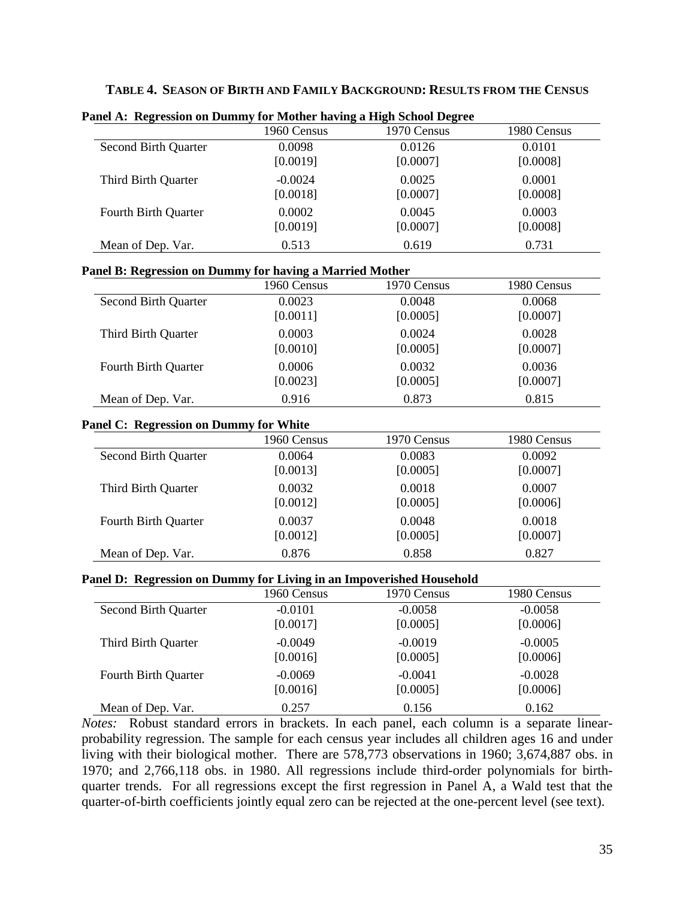**TABLE 4. SEASON OF BIRTH AND FAMILY BACKGROUND: RESULTS FROM THE CENSUS**

**Panel A: Regression on Dummy for Mother having a High School Degree**

| | 1960 Census | 1970 Census | 1980 Census |
|---|---|---|---|
| Second Birth Quarter | 0.0098 | 0.0126 | 0.0101 |
| | [0.0019] | [0.0007] | [0.0008] |
| Third Birth Quarter | -0.0024 | 0.0025 | 0.0001 |
| | [0.0018] | [0.0007] | [0.0008] |
| Fourth Birth Quarter | 0.0002 | 0.0045 | 0.0003 |
| | [0.0019] | [0.0007] | [0.0008] |
| Mean of Dep. Var. | 0.513 | 0.619 | 0.731 |

**Panel B: Regression on Dummy for having a Married Mother**

| | 1960 Census | 1970 Census | 1980 Census |
|---|---|---|---|
| Second Birth Quarter | 0.0023 | 0.0048 | 0.0068 |
| | [0.0011] | [0.0005] | [0.0007] |
| Third Birth Quarter | 0.0003 | 0.0024 | 0.0028 |
| | [0.0010] | [0.0005] | [0.0007] |
| Fourth Birth Quarter | 0.0006 | 0.0032 | 0.0036 |
| | [0.0023] | [0.0005] | [0.0007] |
| Mean of Dep. Var. | 0.916 | 0.873 | 0.815 |

**Panel C: Regression on Dummy for White**

| | 1960 Census | 1970 Census | 1980 Census |
|---|---|---|---|
| Second Birth Quarter | 0.0064 | 0.0083 | 0.0092 |
| | [0.0013] | [0.0005] | [0.0007] |
| Third Birth Quarter | 0.0032 | 0.0018 | 0.0007 |
| | [0.0012] | [0.0005] | [0.0006] |
| Fourth Birth Quarter | 0.0037 | 0.0048 | 0.0018 |
| | [0.0012] | [0.0005] | [0.0007] |
| Mean of Dep. Var. | 0.876 | 0.858 | 0.827 |

**Panel D: Regression on Dummy for Living in an Impoverished Household**

| | 1960 Census | 1970 Census | 1980 Census |
|---|---|---|---|
| Second Birth Quarter | -0.0101 | -0.0058 | -0.0058 |
| | [0.0017] | [0.0005] | [0.0006] |
| Third Birth Quarter | -0.0049 | -0.0019 | -0.0005 |
| | [0.0016] | [0.0005] | [0.0006] |
| Fourth Birth Quarter | -0.0069 | -0.0041 | -0.0028 |
| | [0.0016] | [0.0005] | [0.0006] |
| Mean of Dep. Var. | 0.257 | 0.156 | 0.162 |

*Notes:* Robust standard errors in brackets. In each panel, each column is a separate linear-probability regression. The sample for each census year includes all children ages 16 and under living with their biological mother. There are 578,773 observations in 1960; 3,674,887 obs. in 1970; and 2,766,118 obs. in 1980. All regressions include third-order polynomials for birth-quarter trends. For all regressions except the first regression in Panel A, a Wald test that the quarter-of-birth coefficients jointly equal zero can be rejected at the one-percent level (see text).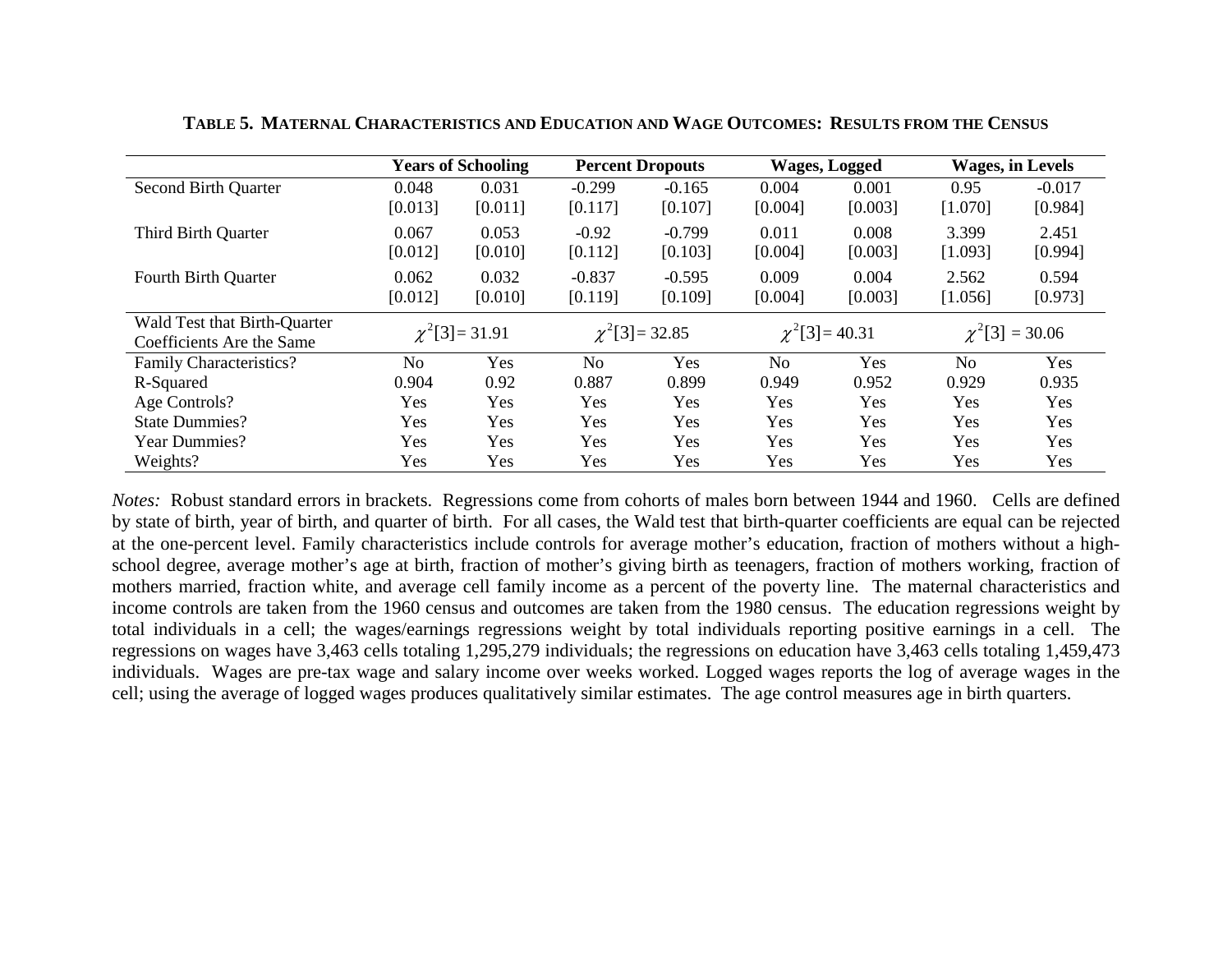**TABLE 5. MATERNAL CHARACTERISTICS AND EDUCATION AND WAGE OUTCOMES: RESULTS FROM THE CENSUS**

| | Years of Schooling | | Percent Dropouts | | Wages, Logged | | Wages, in Levels | |
|---|---|---|---|---|---|---|---|---|
| Second Birth Quarter | 0.048 | 0.031 | -0.299 | -0.165 | 0.004 | 0.001 | 0.95 | -0.017 |
| | [0.013] | [0.011] | [0.117] | [0.107] | [0.004] | [0.003] | [1.070] | [0.984] |
| Third Birth Quarter | 0.067 | 0.053 | -0.92 | -0.799 | 0.011 | 0.008 | 3.399 | 2.451 |
| | [0.012] | [0.010] | [0.112] | [0.103] | [0.004] | [0.003] | [1.093] | [0.994] |
| Fourth Birth Quarter | 0.062 | 0.032 | -0.837 | -0.595 | 0.009 | 0.004 | 2.562 | 0.594 |
| | [0.012] | [0.010] | [0.119] | [0.109] | [0.004] | [0.003] | [1.056] | [0.973] |
| Wald Test that Birth-Quarter Coefficients Are the Same | $\chi^2[3] = 31.91$ | | $\chi^2[3] = 32.85$ | | $\chi^2[3] = 40.31$ | | $\chi^2[3] = 30.06$ | |
| Family Characteristics? | No | Yes | No | Yes | No | Yes | No | Yes |
| R-Squared | 0.904 | 0.92 | 0.887 | 0.899 | 0.949 | 0.952 | 0.929 | 0.935 |
| Age Controls? | Yes | Yes | Yes | Yes | Yes | Yes | Yes | Yes |
| State Dummies? | Yes | Yes | Yes | Yes | Yes | Yes | Yes | Yes |
| Year Dummies? | Yes | Yes | Yes | Yes | Yes | Yes | Yes | Yes |
| Weights? | Yes | Yes | Yes | Yes | Yes | Yes | Yes | Yes |

*Notes:* Robust standard errors in brackets. Regressions come from cohorts of males born between 1944 and 1960. Cells are defined by state of birth, year of birth, and quarter of birth. For all cases, the Wald test that birth-quarter coefficients are equal can be rejected at the one-percent level. Family characteristics include controls for average mother's education, fraction of mothers without a high-school degree, average mother's age at birth, fraction of mother's giving birth as teenagers, fraction of mothers working, fraction of mothers married, fraction white, and average cell family income as a percent of the poverty line. The maternal characteristics and income controls are taken from the 1960 census and outcomes are taken from the 1980 census. The education regressions weight by total individuals in a cell; the wages/earnings regressions weight by total individuals reporting positive earnings in a cell. The regressions on wages have 3,463 cells totaling 1,295,279 individuals; the regressions on education have 3,463 cells totaling 1,459,473 individuals. Wages are pre-tax wage and salary income over weeks worked. Logged wages reports the log of average wages in the cell; using the average of logged wages produces qualitatively similar estimates. The age control measures age in birth quarters.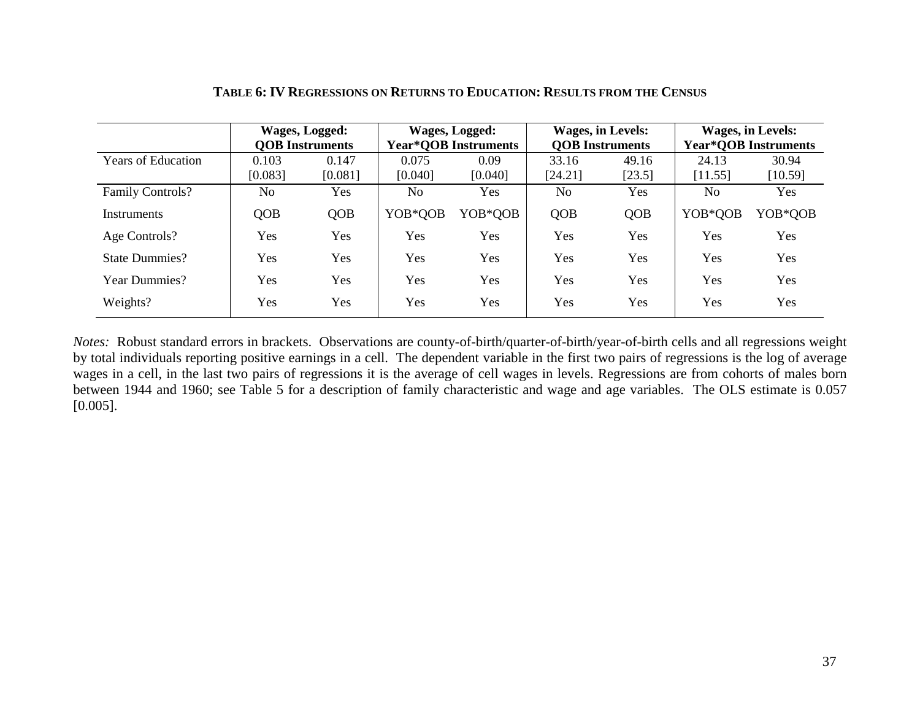**TABLE 6: IV REGRESSIONS ON RETURNS TO EDUCATION: RESULTS FROM THE CENSUS**

| | Wages, Logged: QOB Instruments | | Wages, Logged: Year*QOB Instruments | | Wages, in Levels: QOB Instruments | | Wages, in Levels: Year*QOB Instruments | |
|---|---|---|---|---|---|---|---|---|
| Years of Education | 0.103 | 0.147 | 0.075 | 0.09 | 33.16 | 49.16 | 24.13 | 30.94 |
| | [0.083] | [0.081] | [0.040] | [0.040] | [24.21] | [23.5] | [11.55] | [10.59] |
| Family Controls? | No | Yes | No | Yes | No | Yes | No | Yes |
| Instruments | QOB | QOB | YOB*QOB | YOB*QOB | QOB | QOB | YOB*QOB | YOB*QOB |
| Age Controls? | Yes | Yes | Yes | Yes | Yes | Yes | Yes | Yes |
| State Dummies? | Yes | Yes | Yes | Yes | Yes | Yes | Yes | Yes |
| Year Dummies? | Yes | Yes | Yes | Yes | Yes | Yes | Yes | Yes |
| Weights? | Yes | Yes | Yes | Yes | Yes | Yes | Yes | Yes |

*Notes:* Robust standard errors in brackets. Observations are county-of-birth/quarter-of-birth/year-of-birth cells and all regressions weight by total individuals reporting positive earnings in a cell. The dependent variable in the first two pairs of regressions is the log of average wages in a cell, in the last two pairs of regressions it is the average of cell wages in levels. Regressions are from cohorts of males born between 1944 and 1960; see Table 5 for a description of family characteristic and wage and age variables. The OLS estimate is 0.057 [0.005].